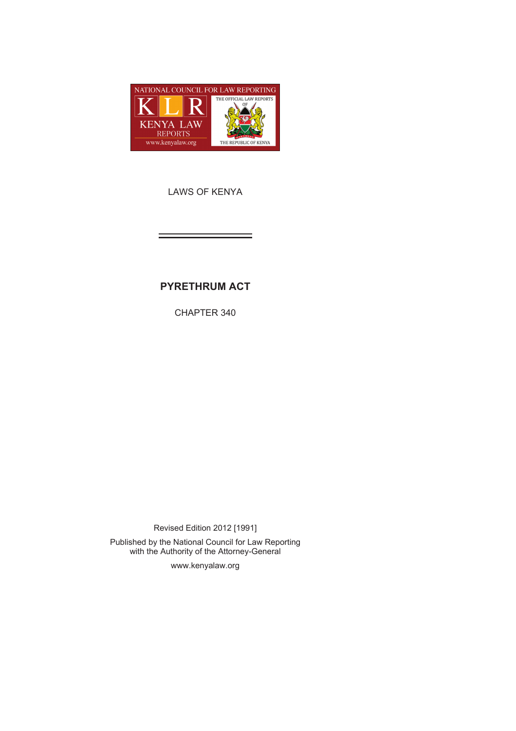NATIONAL COUNCIL FOR LAW REPORTING

KLR

KENYA LAW REPORTS

www.kenyalaw.org

THE OFFICIAL LAW REPORTS OF THE REPUBLIC OF KENYA

LAWS OF KENYA

# PYRETHRUM ACT

CHAPTER 340

Revised Edition 2012 [1991]

Published by the National Council for Law Reporting
with the Authority of the Attorney-General

www.kenyalaw.org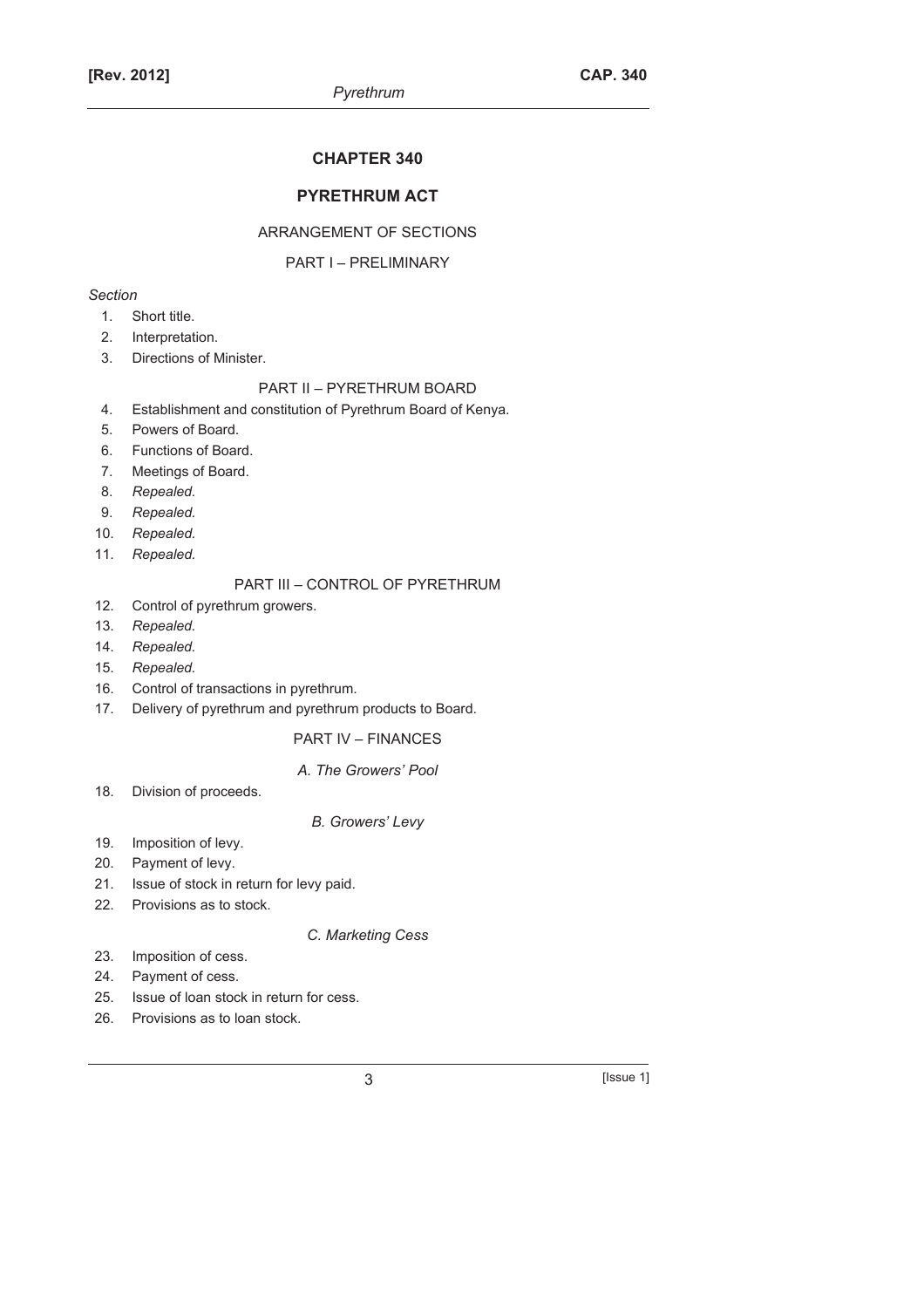# CHAPTER 340

# PYRETHRUM ACT

## ARRANGEMENT OF SECTIONS

### PART I – PRELIMINARY

*Section*

1. Short title.
2. Interpretation.
3. Directions of Minister.

### PART II – PYRETHRUM BOARD

4. Establishment and constitution of Pyrethrum Board of Kenya.
5. Powers of Board.
6. Functions of Board.
7. Meetings of Board.
8. *Repealed.*
9. *Repealed.*
10. *Repealed.*
11. *Repealed.*

### PART III – CONTROL OF PYRETHRUM

12. Control of pyrethrum growers.
13. *Repealed.*
14. *Repealed.*
15. *Repealed.*
16. Control of transactions in pyrethrum.
17. Delivery of pyrethrum and pyrethrum products to Board.

### PART IV – FINANCES

*A. The Growers' Pool*

18. Division of proceeds.

*B. Growers' Levy*

19. Imposition of levy.
20. Payment of levy.
21. Issue of stock in return for levy paid.
22. Provisions as to stock.

*C. Marketing Cess*

23. Imposition of cess.
24. Payment of cess.
25. Issue of loan stock in return for cess.
26. Provisions as to loan stock.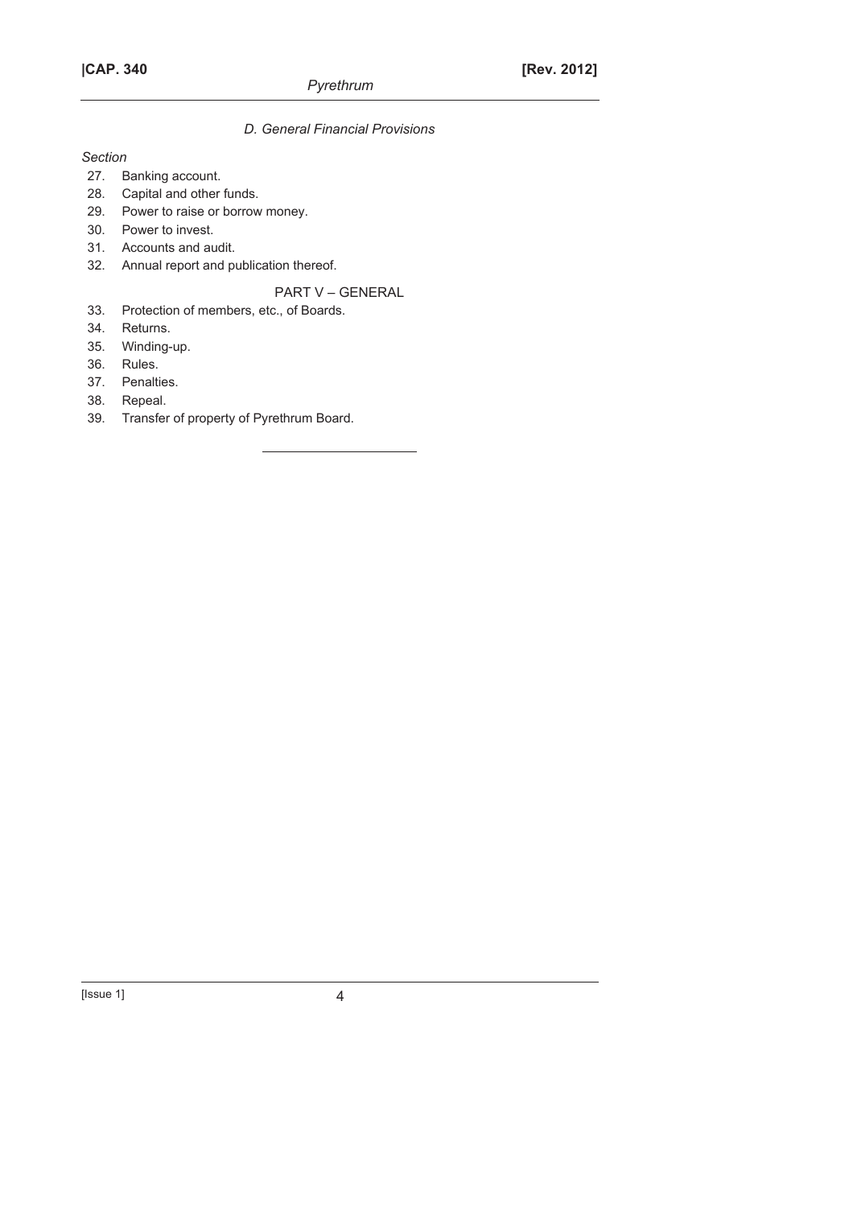*D. General Financial Provisions*

*Section*

27. Banking account.
28. Capital and other funds.
29. Power to raise or borrow money.
30. Power to invest.
31. Accounts and audit.
32. Annual report and publication thereof.

PART V – GENERAL

33. Protection of members, etc., of Boards.
34. Returns.
35. Winding-up.
36. Rules.
37. Penalties.
38. Repeal.
39. Transfer of property of Pyrethrum Board.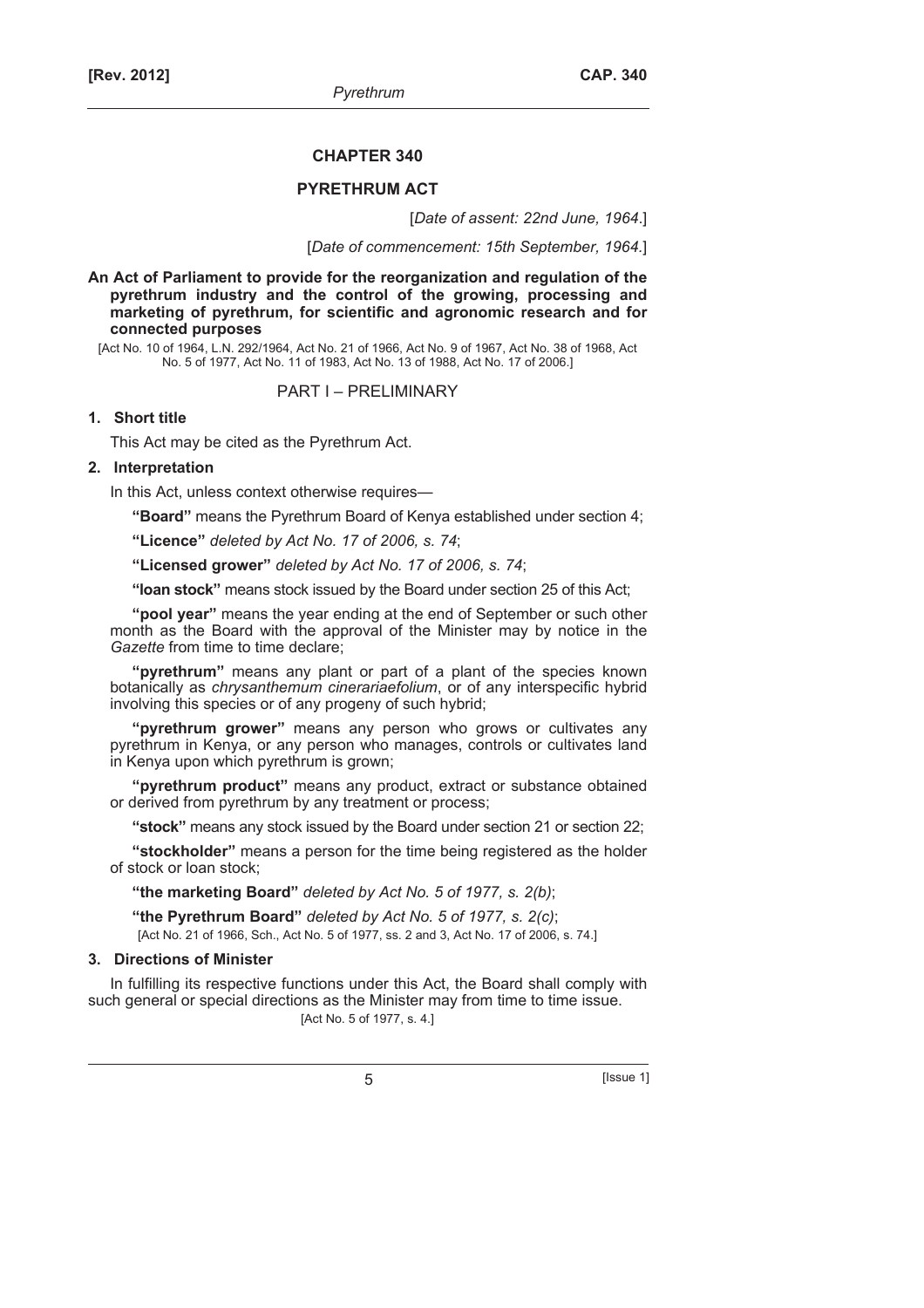# CHAPTER 340

# PYRETHRUM ACT

[*Date of assent: 22nd June, 1964*.]

[*Date of commencement: 15th September, 1964*.]

**An Act of Parliament to provide for the reorganization and regulation of the pyrethrum industry and the control of the growing, processing and marketing of pyrethrum, for scientific and agronomic research and for connected purposes**

[Act No. 10 of 1964, L.N. 292/1964, Act No. 21 of 1966, Act No. 9 of 1967, Act No. 38 of 1968, Act No. 5 of 1977, Act No. 11 of 1983, Act No. 13 of 1988, Act No. 17 of 2006.]

## PART I – PRELIMINARY

### 1. Short title

This Act may be cited as the Pyrethrum Act.

### 2. Interpretation

In this Act, unless context otherwise requires—

**"Board"** means the Pyrethrum Board of Kenya established under section 4;

**"Licence"** *deleted by Act No. 17 of 2006, s. 74*;

**"Licensed grower"** *deleted by Act No. 17 of 2006, s. 74*;

**"loan stock"** means stock issued by the Board under section 25 of this Act;

**"pool year"** means the year ending at the end of September or such other month as the Board with the approval of the Minister may by notice in the *Gazette* from time to time declare;

**"pyrethrum"** means any plant or part of a plant of the species known botanically as *chrysanthemum cinerariaefolium*, or of any interspecific hybrid involving this species or of any progeny of such hybrid;

**"pyrethrum grower"** means any person who grows or cultivates any pyrethrum in Kenya, or any person who manages, controls or cultivates land in Kenya upon which pyrethrum is grown;

**"pyrethrum product"** means any product, extract or substance obtained or derived from pyrethrum by any treatment or process;

**"stock"** means any stock issued by the Board under section 21 or section 22;

**"stockholder"** means a person for the time being registered as the holder of stock or loan stock;

**"the marketing Board"** *deleted by Act No. 5 of 1977, s. 2(b)*;

**"the Pyrethrum Board"** *deleted by Act No. 5 of 1977, s. 2(c)*;

[Act No. 21 of 1966, Sch., Act No. 5 of 1977, ss. 2 and 3, Act No. 17 of 2006, s. 74.]

### 3. Directions of Minister

In fulfilling its respective functions under this Act, the Board shall comply with such general or special directions as the Minister may from time to time issue.

[Act No. 5 of 1977, s. 4.]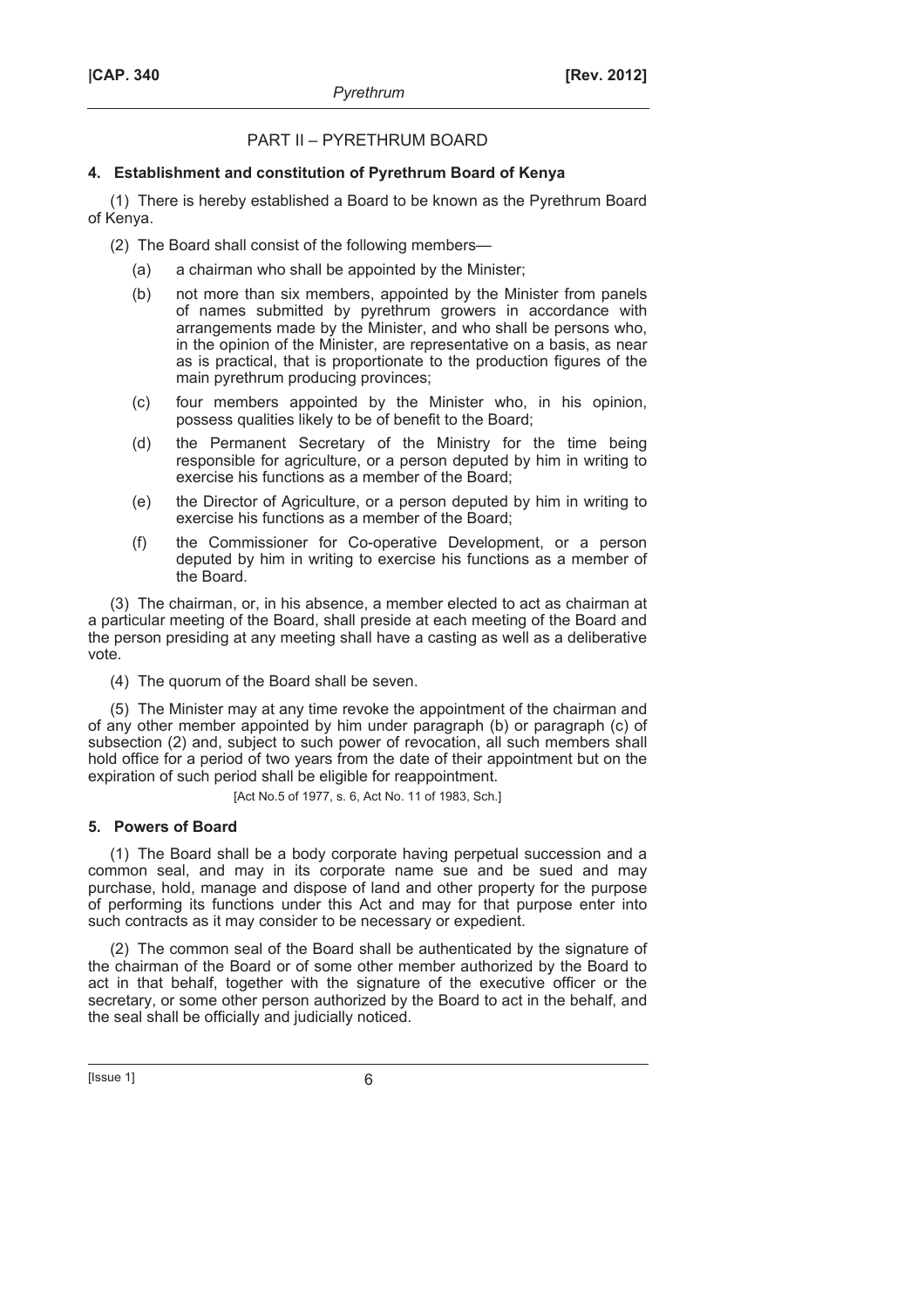## PART II – PYRETHRUM BOARD

### 4. Establishment and constitution of Pyrethrum Board of Kenya

(1) There is hereby established a Board to be known as the Pyrethrum Board of Kenya.

(2) The Board shall consist of the following members—

- (a) a chairman who shall be appointed by the Minister;
- (b) not more than six members, appointed by the Minister from panels of names submitted by pyrethrum growers in accordance with arrangements made by the Minister, and who shall be persons who, in the opinion of the Minister, are representative on a basis, as near as is practical, that is proportionate to the production figures of the main pyrethrum producing provinces;
- (c) four members appointed by the Minister who, in his opinion, possess qualities likely to be of benefit to the Board;
- (d) the Permanent Secretary of the Ministry for the time being responsible for agriculture, or a person deputed by him in writing to exercise his functions as a member of the Board;
- (e) the Director of Agriculture, or a person deputed by him in writing to exercise his functions as a member of the Board;
- (f) the Commissioner for Co-operative Development, or a person deputed by him in writing to exercise his functions as a member of the Board.

(3) The chairman, or, in his absence, a member elected to act as chairman at a particular meeting of the Board, shall preside at each meeting of the Board and the person presiding at any meeting shall have a casting as well as a deliberative vote.

(4) The quorum of the Board shall be seven.

(5) The Minister may at any time revoke the appointment of the chairman and of any other member appointed by him under paragraph (b) or paragraph (c) of subsection (2) and, subject to such power of revocation, all such members shall hold office for a period of two years from the date of their appointment but on the expiration of such period shall be eligible for reappointment.

[Act No.5 of 1977, s. 6, Act No. 11 of 1983, Sch.]

### 5. Powers of Board

(1) The Board shall be a body corporate having perpetual succession and a common seal, and may in its corporate name sue and be sued and may purchase, hold, manage and dispose of land and other property for the purpose of performing its functions under this Act and may for that purpose enter into such contracts as it may consider to be necessary or expedient.

(2) The common seal of the Board shall be authenticated by the signature of the chairman of the Board or of some other member authorized by the Board to act in that behalf, together with the signature of the executive officer or the secretary, or some other person authorized by the Board to act in the behalf, and the seal shall be officially and judicially noticed.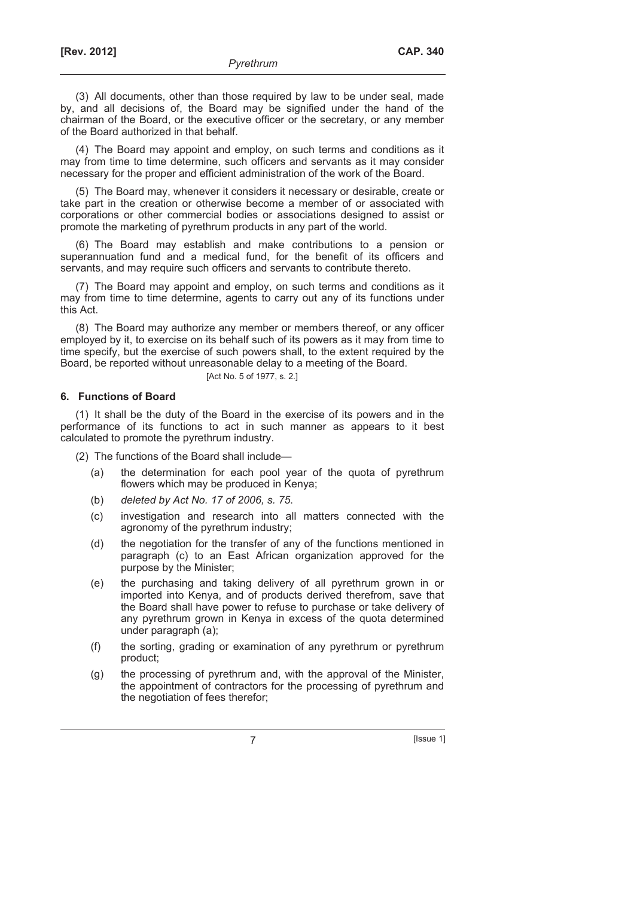(3) All documents, other than those required by law to be under seal, made by, and all decisions of, the Board may be signified under the hand of the chairman of the Board, or the executive officer or the secretary, or any member of the Board authorized in that behalf.

(4) The Board may appoint and employ, on such terms and conditions as it may from time to time determine, such officers and servants as it may consider necessary for the proper and efficient administration of the work of the Board.

(5) The Board may, whenever it considers it necessary or desirable, create or take part in the creation or otherwise become a member of or associated with corporations or other commercial bodies or associations designed to assist or promote the marketing of pyrethrum products in any part of the world.

(6) The Board may establish and make contributions to a pension or superannuation fund and a medical fund, for the benefit of its officers and servants, and may require such officers and servants to contribute thereto.

(7) The Board may appoint and employ, on such terms and conditions as it may from time to time determine, agents to carry out any of its functions under this Act.

(8) The Board may authorize any member or members thereof, or any officer employed by it, to exercise on its behalf such of its powers as it may from time to time specify, but the exercise of such powers shall, to the extent required by the Board, be reported without unreasonable delay to a meeting of the Board.

[Act No. 5 of 1977, s. 2.]

### 6. Functions of Board

(1) It shall be the duty of the Board in the exercise of its powers and in the performance of its functions to act in such manner as appears to it best calculated to promote the pyrethrum industry.

(2) The functions of the Board shall include—

(a) the determination for each pool year of the quota of pyrethrum flowers which may be produced in Kenya;

(b) *deleted by Act No. 17 of 2006, s. 75.*

(c) investigation and research into all matters connected with the agronomy of the pyrethrum industry;

(d) the negotiation for the transfer of any of the functions mentioned in paragraph (c) to an East African organization approved for the purpose by the Minister;

(e) the purchasing and taking delivery of all pyrethrum grown in or imported into Kenya, and of products derived therefrom, save that the Board shall have power to refuse to purchase or take delivery of any pyrethrum grown in Kenya in excess of the quota determined under paragraph (a);

(f) the sorting, grading or examination of any pyrethrum or pyrethrum product;

(g) the processing of pyrethrum and, with the approval of the Minister, the appointment of contractors for the processing of pyrethrum and the negotiation of fees therefor;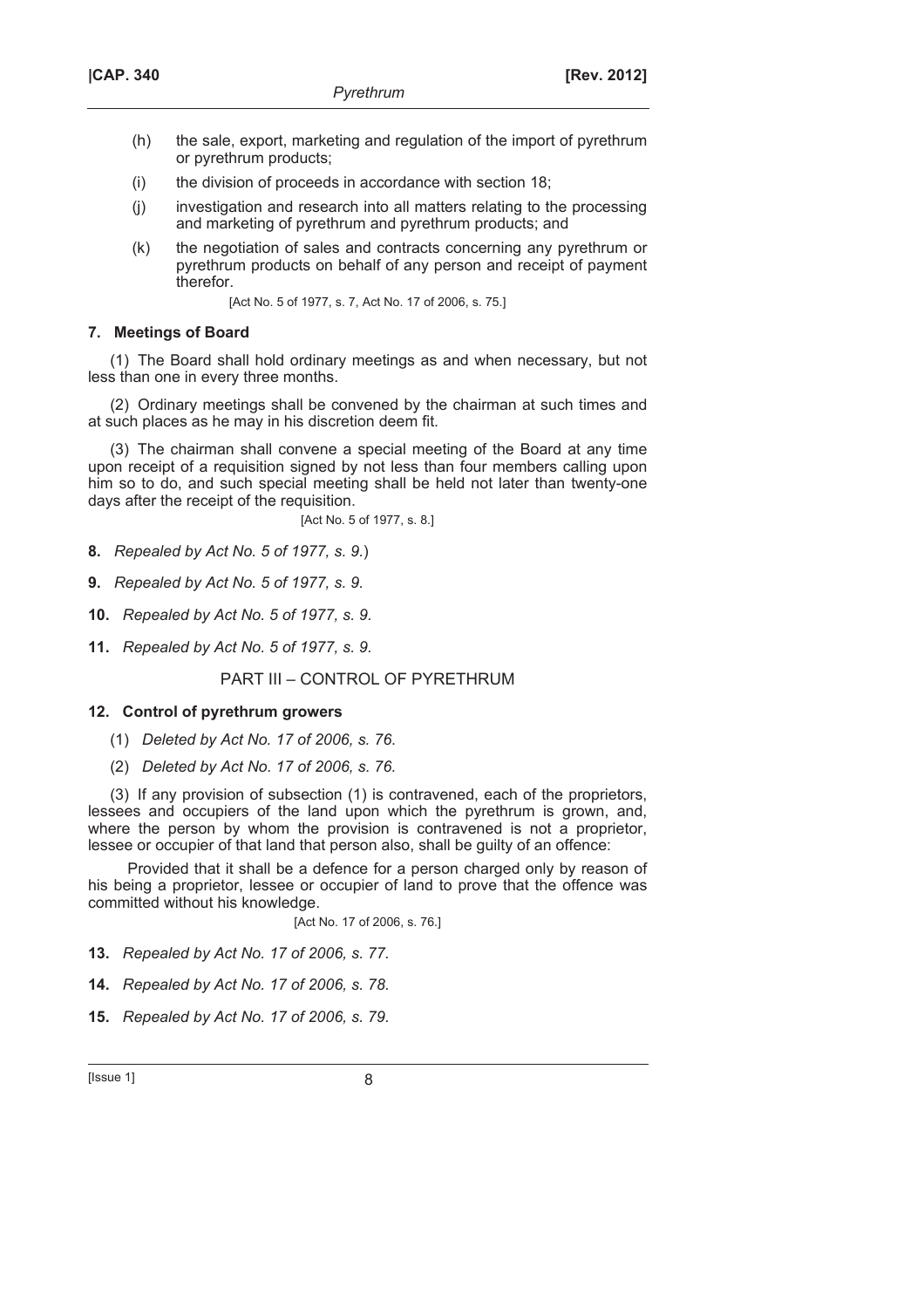(h) the sale, export, marketing and regulation of the import of pyrethrum or pyrethrum products;

(i) the division of proceeds in accordance with section 18;

(j) investigation and research into all matters relating to the processing and marketing of pyrethrum and pyrethrum products; and

(k) the negotiation of sales and contracts concerning any pyrethrum or pyrethrum products on behalf of any person and receipt of payment therefor.

[Act No. 5 of 1977, s. 7, Act No. 17 of 2006, s. 75.]

**7. Meetings of Board**

(1) The Board shall hold ordinary meetings as and when necessary, but not less than one in every three months.

(2) Ordinary meetings shall be convened by the chairman at such times and at such places as he may in his discretion deem fit.

(3) The chairman shall convene a special meeting of the Board at any time upon receipt of a requisition signed by not less than four members calling upon him so to do, and such special meeting shall be held not later than twenty-one days after the receipt of the requisition.

[Act No. 5 of 1977, s. 8.]

**8.** *Repealed by Act No. 5 of 1977, s. 9.*)

**9.** *Repealed by Act No. 5 of 1977, s. 9.*

**10.** *Repealed by Act No. 5 of 1977, s. 9.*

**11.** *Repealed by Act No. 5 of 1977, s. 9.*

## PART III – CONTROL OF PYRETHRUM

**12. Control of pyrethrum growers**

(1) *Deleted by Act No. 17 of 2006, s. 76.*

(2) *Deleted by Act No. 17 of 2006, s. 76.*

(3) If any provision of subsection (1) is contravened, each of the proprietors, lessees and occupiers of the land upon which the pyrethrum is grown, and, where the person by whom the provision is contravened is not a proprietor, lessee or occupier of that land that person also, shall be guilty of an offence:

Provided that it shall be a defence for a person charged only by reason of his being a proprietor, lessee or occupier of land to prove that the offence was committed without his knowledge.

[Act No. 17 of 2006, s. 76.]

**13.** *Repealed by Act No. 17 of 2006, s. 77.*

**14.** *Repealed by Act No. 17 of 2006, s. 78.*

**15.** *Repealed by Act No. 17 of 2006, s. 79.*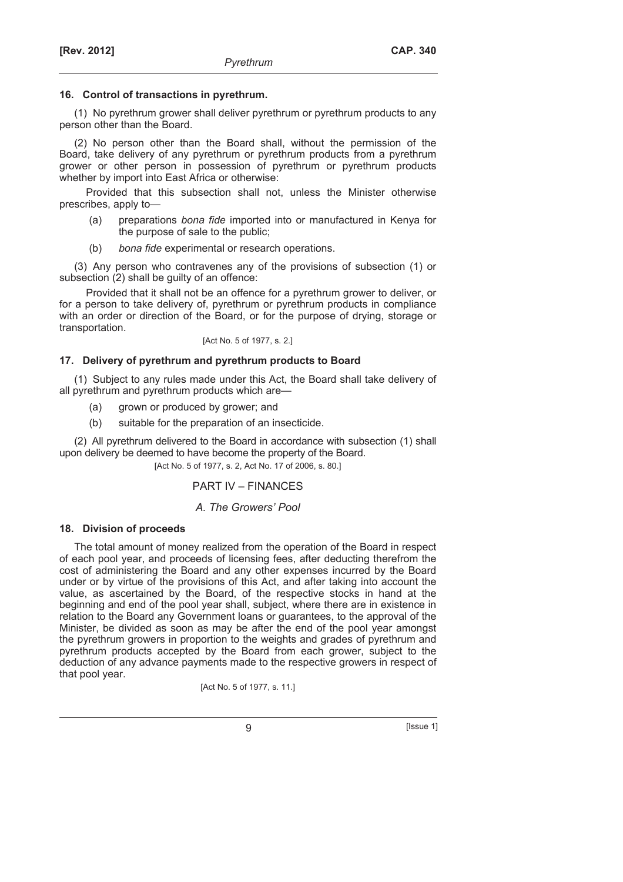### 16. Control of transactions in pyrethrum.

(1) No pyrethrum grower shall deliver pyrethrum or pyrethrum products to any person other than the Board.

(2) No person other than the Board shall, without the permission of the Board, take delivery of any pyrethrum or pyrethrum products from a pyrethrum grower or other person in possession of pyrethrum or pyrethrum products whether by import into East Africa or otherwise:

Provided that this subsection shall not, unless the Minister otherwise prescribes, apply to—

- (a) preparations *bona fide* imported into or manufactured in Kenya for the purpose of sale to the public;
- (b) *bona fide* experimental or research operations.

(3) Any person who contravenes any of the provisions of subsection (1) or subsection (2) shall be guilty of an offence:

Provided that it shall not be an offence for a pyrethrum grower to deliver, or for a person to take delivery of, pyrethrum or pyrethrum products in compliance with an order or direction of the Board, or for the purpose of drying, storage or transportation.

[Act No. 5 of 1977, s. 2.]

### 17. Delivery of pyrethrum and pyrethrum products to Board

(1) Subject to any rules made under this Act, the Board shall take delivery of all pyrethrum and pyrethrum products which are—

- (a) grown or produced by grower; and
- (b) suitable for the preparation of an insecticide.

(2) All pyrethrum delivered to the Board in accordance with subsection (1) shall upon delivery be deemed to have become the property of the Board.

[Act No. 5 of 1977, s. 2, Act No. 17 of 2006, s. 80.]

## PART IV – FINANCES

## *A. The Growers' Pool*

### 18. Division of proceeds

The total amount of money realized from the operation of the Board in respect of each pool year, and proceeds of licensing fees, after deducting therefrom the cost of administering the Board and any other expenses incurred by the Board under or by virtue of the provisions of this Act, and after taking into account the value, as ascertained by the Board, of the respective stocks in hand at the beginning and end of the pool year shall, subject, where there are in existence in relation to the Board any Government loans or guarantees, to the approval of the Minister, be divided as soon as may be after the end of the pool year amongst the pyrethrum growers in proportion to the weights and grades of pyrethrum and pyrethrum products accepted by the Board from each grower, subject to the deduction of any advance payments made to the respective growers in respect of that pool year.

[Act No. 5 of 1977, s. 11.]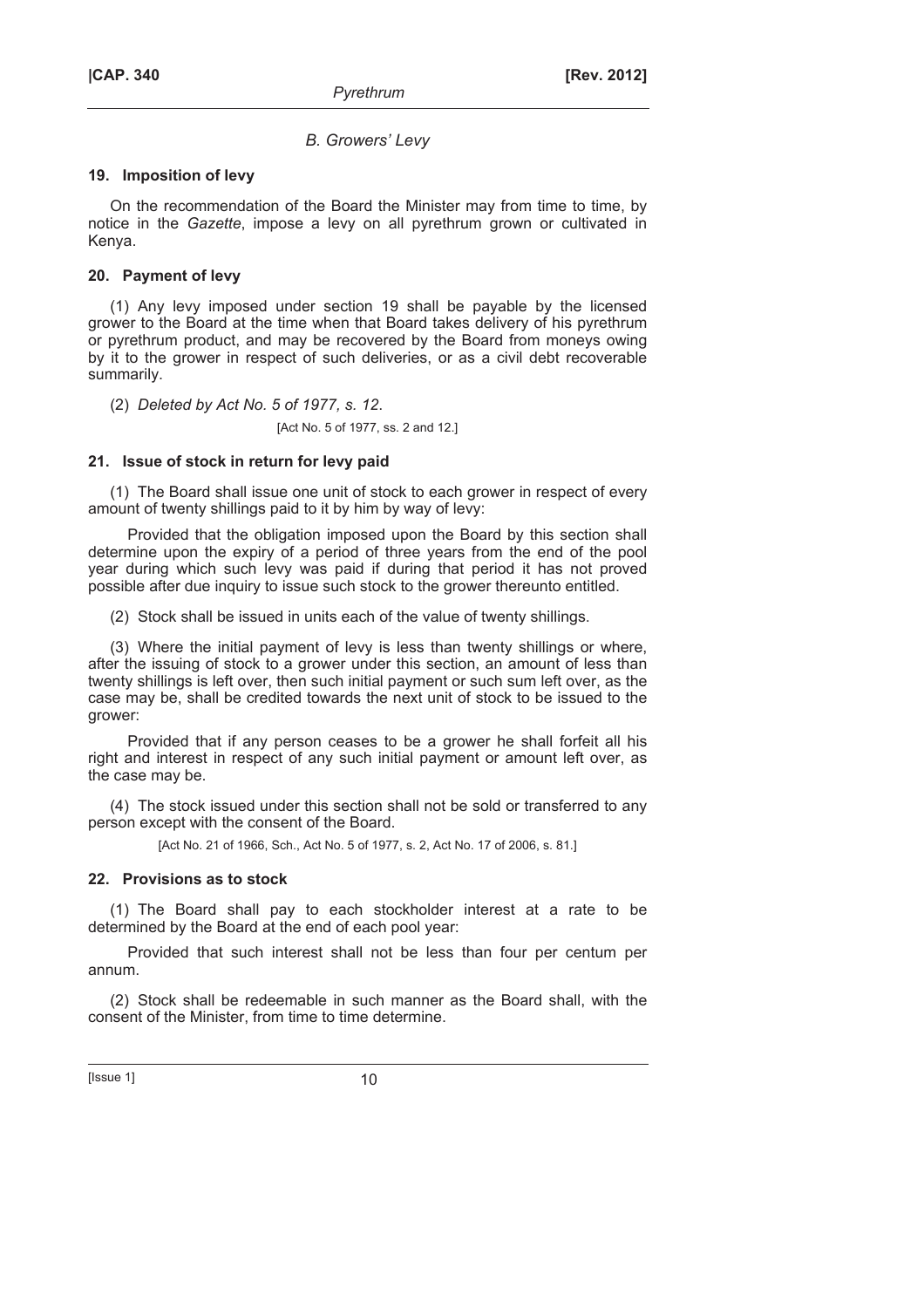## *B. Growers' Levy*

### 19. Imposition of levy

On the recommendation of the Board the Minister may from time to time, by notice in the *Gazette*, impose a levy on all pyrethrum grown or cultivated in Kenya.

### 20. Payment of levy

(1) Any levy imposed under section 19 shall be payable by the licensed grower to the Board at the time when that Board takes delivery of his pyrethrum or pyrethrum product, and may be recovered by the Board from moneys owing by it to the grower in respect of such deliveries, or as a civil debt recoverable summarily.

(2) *Deleted by Act No. 5 of 1977, s. 12.*

[Act No. 5 of 1977, ss. 2 and 12.]

### 21. Issue of stock in return for levy paid

(1) The Board shall issue one unit of stock to each grower in respect of every amount of twenty shillings paid to it by him by way of levy:

Provided that the obligation imposed upon the Board by this section shall determine upon the expiry of a period of three years from the end of the pool year during which such levy was paid if during that period it has not proved possible after due inquiry to issue such stock to the grower thereunto entitled.

(2) Stock shall be issued in units each of the value of twenty shillings.

(3) Where the initial payment of levy is less than twenty shillings or where, after the issuing of stock to a grower under this section, an amount of less than twenty shillings is left over, then such initial payment or such sum left over, as the case may be, shall be credited towards the next unit of stock to be issued to the grower:

Provided that if any person ceases to be a grower he shall forfeit all his right and interest in respect of any such initial payment or amount left over, as the case may be.

(4) The stock issued under this section shall not be sold or transferred to any person except with the consent of the Board.

[Act No. 21 of 1966, Sch., Act No. 5 of 1977, s. 2, Act No. 17 of 2006, s. 81.]

### 22. Provisions as to stock

(1) The Board shall pay to each stockholder interest at a rate to be determined by the Board at the end of each pool year:

Provided that such interest shall not be less than four per centum per annum.

(2) Stock shall be redeemable in such manner as the Board shall, with the consent of the Minister, from time to time determine.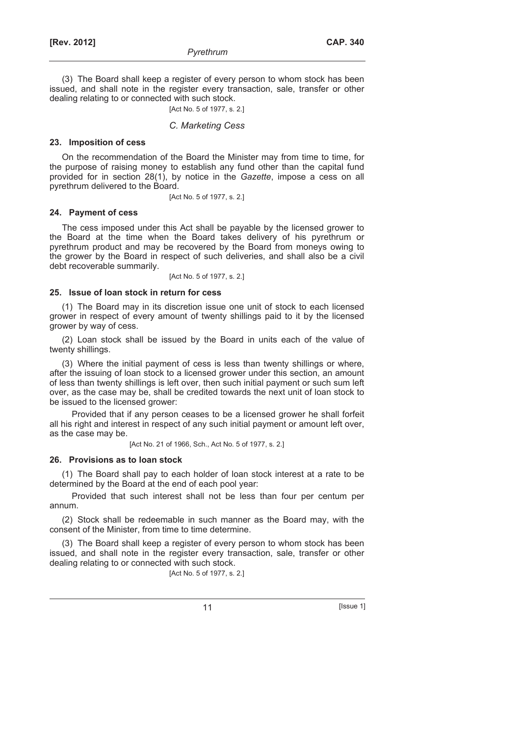(3) The Board shall keep a register of every person to whom stock has been issued, and shall note in the register every transaction, sale, transfer or other dealing relating to or connected with such stock.

[Act No. 5 of 1977, s. 2.]

### *C. Marketing Cess*

#### 23. Imposition of cess

On the recommendation of the Board the Minister may from time to time, for the purpose of raising money to establish any fund other than the capital fund provided for in section 28(1), by notice in the *Gazette*, impose a cess on all pyrethrum delivered to the Board.

[Act No. 5 of 1977, s. 2.]

#### 24. Payment of cess

The cess imposed under this Act shall be payable by the licensed grower to the Board at the time when the Board takes delivery of his pyrethrum or pyrethrum product and may be recovered by the Board from moneys owing to the grower by the Board in respect of such deliveries, and shall also be a civil debt recoverable summarily.

[Act No. 5 of 1977, s. 2.]

#### 25. Issue of loan stock in return for cess

(1) The Board may in its discretion issue one unit of stock to each licensed grower in respect of every amount of twenty shillings paid to it by the licensed grower by way of cess.

(2) Loan stock shall be issued by the Board in units each of the value of twenty shillings.

(3) Where the initial payment of cess is less than twenty shillings or where, after the issuing of loan stock to a licensed grower under this section, an amount of less than twenty shillings is left over, then such initial payment or such sum left over, as the case may be, shall be credited towards the next unit of loan stock to be issued to the licensed grower:

Provided that if any person ceases to be a licensed grower he shall forfeit all his right and interest in respect of any such initial payment or amount left over, as the case may be.

[Act No. 21 of 1966, Sch., Act No. 5 of 1977, s. 2.]

#### 26. Provisions as to loan stock

(1) The Board shall pay to each holder of loan stock interest at a rate to be determined by the Board at the end of each pool year:

Provided that such interest shall not be less than four per centum per annum.

(2) Stock shall be redeemable in such manner as the Board may, with the consent of the Minister, from time to time determine.

(3) The Board shall keep a register of every person to whom stock has been issued, and shall note in the register every transaction, sale, transfer or other dealing relating to or connected with such stock.

[Act No. 5 of 1977, s. 2.]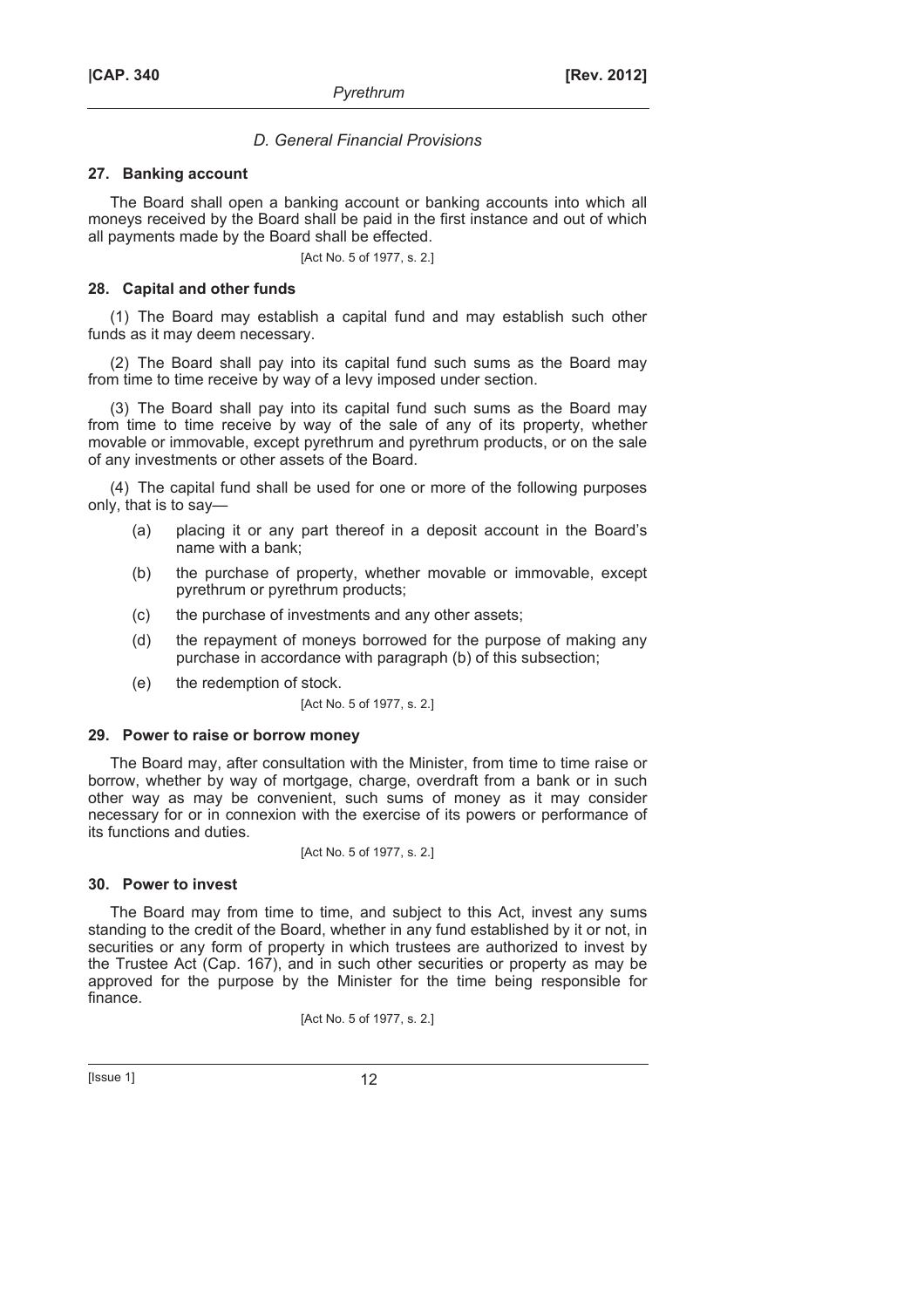*D. General Financial Provisions*

**27. Banking account**

The Board shall open a banking account or banking accounts into which all moneys received by the Board shall be paid in the first instance and out of which all payments made by the Board shall be effected.

[Act No. 5 of 1977, s. 2.]

**28. Capital and other funds**

(1) The Board may establish a capital fund and may establish such other funds as it may deem necessary.

(2) The Board shall pay into its capital fund such sums as the Board may from time to time receive by way of a levy imposed under section.

(3) The Board shall pay into its capital fund such sums as the Board may from time to time receive by way of the sale of any of its property, whether movable or immovable, except pyrethrum and pyrethrum products, or on the sale of any investments or other assets of the Board.

(4) The capital fund shall be used for one or more of the following purposes only, that is to say—

(a) placing it or any part thereof in a deposit account in the Board's name with a bank;

(b) the purchase of property, whether movable or immovable, except pyrethrum or pyrethrum products;

(c) the purchase of investments and any other assets;

(d) the repayment of moneys borrowed for the purpose of making any purchase in accordance with paragraph (b) of this subsection;

(e) the redemption of stock.

[Act No. 5 of 1977, s. 2.]

**29. Power to raise or borrow money**

The Board may, after consultation with the Minister, from time to time raise or borrow, whether by way of mortgage, charge, overdraft from a bank or in such other way as may be convenient, such sums of money as it may consider necessary for or in connexion with the exercise of its powers or performance of its functions and duties.

[Act No. 5 of 1977, s. 2.]

**30. Power to invest**

The Board may from time to time, and subject to this Act, invest any sums standing to the credit of the Board, whether in any fund established by it or not, in securities or any form of property in which trustees are authorized to invest by the Trustee Act (Cap. 167), and in such other securities or property as may be approved for the purpose by the Minister for the time being responsible for finance.

[Act No. 5 of 1977, s. 2.]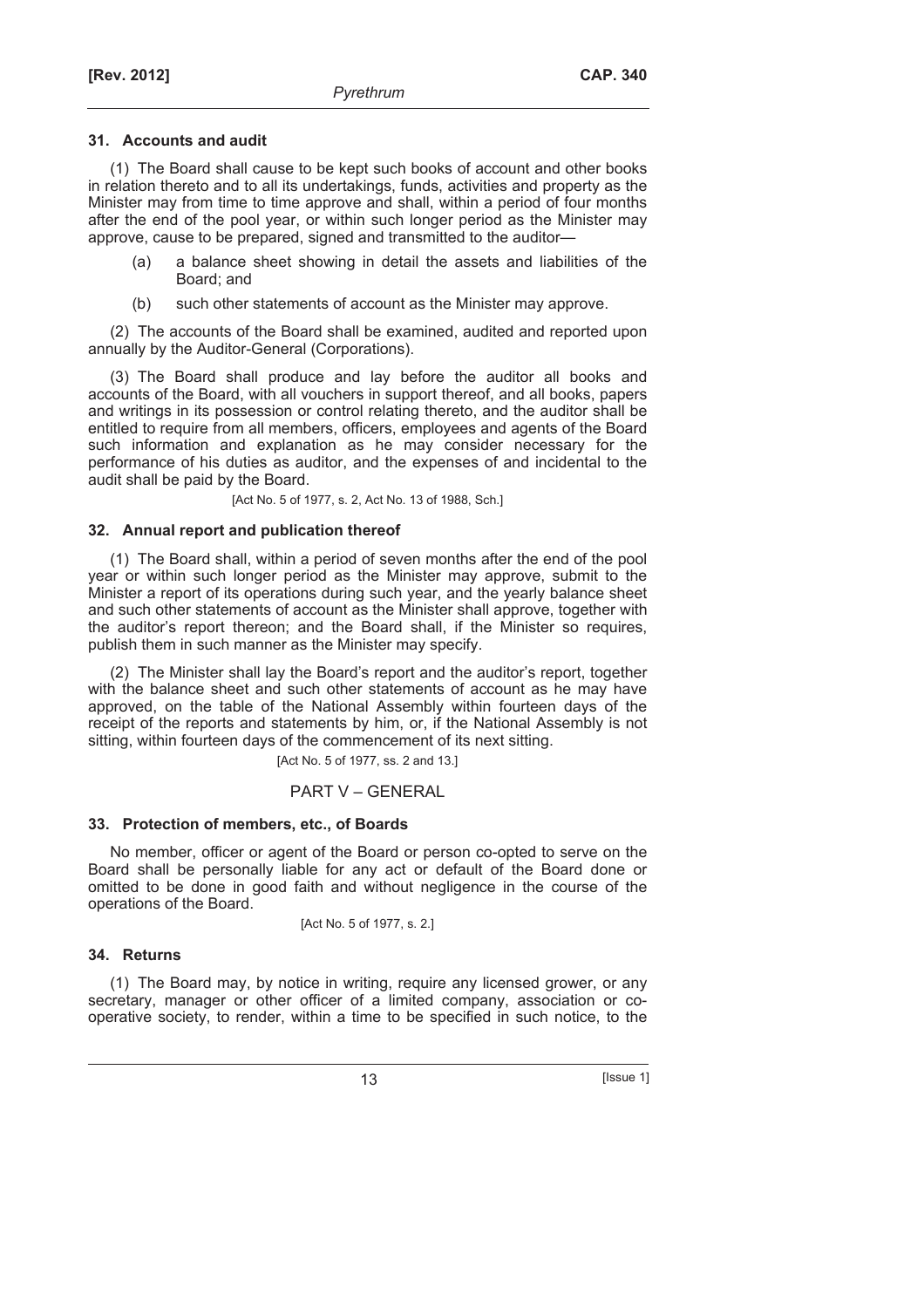### 31. Accounts and audit

(1) The Board shall cause to be kept such books of account and other books in relation thereto and to all its undertakings, funds, activities and property as the Minister may from time to time approve and shall, within a period of four months after the end of the pool year, or within such longer period as the Minister may approve, cause to be prepared, signed and transmitted to the auditor—

- (a) a balance sheet showing in detail the assets and liabilities of the Board; and
- (b) such other statements of account as the Minister may approve.

(2) The accounts of the Board shall be examined, audited and reported upon annually by the Auditor-General (Corporations).

(3) The Board shall produce and lay before the auditor all books and accounts of the Board, with all vouchers in support thereof, and all books, papers and writings in its possession or control relating thereto, and the auditor shall be entitled to require from all members, officers, employees and agents of the Board such information and explanation as he may consider necessary for the performance of his duties as auditor, and the expenses of and incidental to the audit shall be paid by the Board.

[Act No. 5 of 1977, s. 2, Act No. 13 of 1988, Sch.]

### 32. Annual report and publication thereof

(1) The Board shall, within a period of seven months after the end of the pool year or within such longer period as the Minister may approve, submit to the Minister a report of its operations during such year, and the yearly balance sheet and such other statements of account as the Minister shall approve, together with the auditor's report thereon; and the Board shall, if the Minister so requires, publish them in such manner as the Minister may specify.

(2) The Minister shall lay the Board's report and the auditor's report, together with the balance sheet and such other statements of account as he may have approved, on the table of the National Assembly within fourteen days of the receipt of the reports and statements by him, or, if the National Assembly is not sitting, within fourteen days of the commencement of its next sitting.

[Act No. 5 of 1977, ss. 2 and 13.]

## PART V – GENERAL

### 33. Protection of members, etc., of Boards

No member, officer or agent of the Board or person co-opted to serve on the Board shall be personally liable for any act or default of the Board done or omitted to be done in good faith and without negligence in the course of the operations of the Board.

[Act No. 5 of 1977, s. 2.]

### 34. Returns

(1) The Board may, by notice in writing, require any licensed grower, or any secretary, manager or other officer of a limited company, association or co-operative society, to render, within a time to be specified in such notice, to the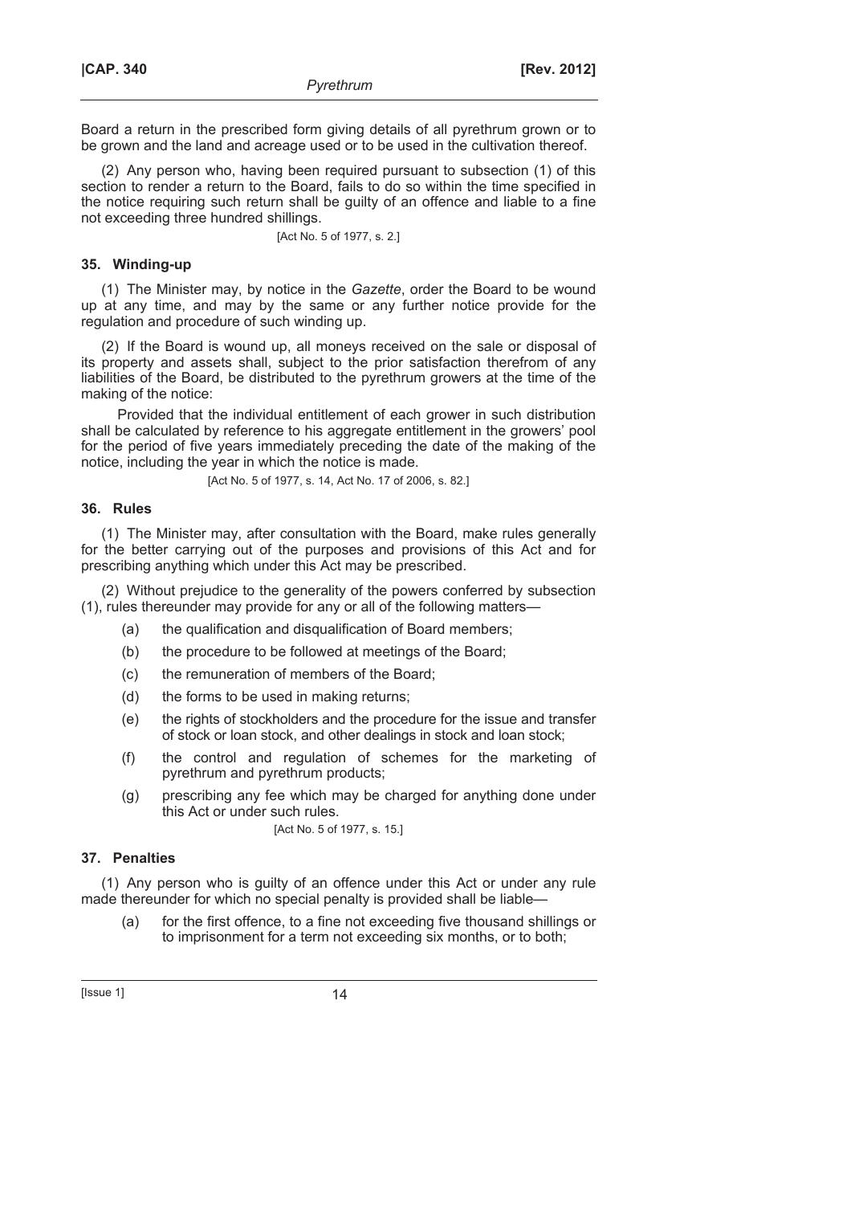Board a return in the prescribed form giving details of all pyrethrum grown or to be grown and the land and acreage used or to be used in the cultivation thereof.

(2) Any person who, having been required pursuant to subsection (1) of this section to render a return to the Board, fails to do so within the time specified in the notice requiring such return shall be guilty of an offence and liable to a fine not exceeding three hundred shillings.

[Act No. 5 of 1977, s. 2.]

### 35. Winding-up

(1) The Minister may, by notice in the *Gazette*, order the Board to be wound up at any time, and may by the same or any further notice provide for the regulation and procedure of such winding up.

(2) If the Board is wound up, all moneys received on the sale or disposal of its property and assets shall, subject to the prior satisfaction therefrom of any liabilities of the Board, be distributed to the pyrethrum growers at the time of the making of the notice:

Provided that the individual entitlement of each grower in such distribution shall be calculated by reference to his aggregate entitlement in the growers' pool for the period of five years immediately preceding the date of the making of the notice, including the year in which the notice is made.

[Act No. 5 of 1977, s. 14, Act No. 17 of 2006, s. 82.]

### 36. Rules

(1) The Minister may, after consultation with the Board, make rules generally for the better carrying out of the purposes and provisions of this Act and for prescribing anything which under this Act may be prescribed.

(2) Without prejudice to the generality of the powers conferred by subsection (1), rules thereunder may provide for any or all of the following matters—

- (a) the qualification and disqualification of Board members;
- (b) the procedure to be followed at meetings of the Board;
- (c) the remuneration of members of the Board;
- (d) the forms to be used in making returns;
- (e) the rights of stockholders and the procedure for the issue and transfer of stock or loan stock, and other dealings in stock and loan stock;
- (f) the control and regulation of schemes for the marketing of pyrethrum and pyrethrum products;
- (g) prescribing any fee which may be charged for anything done under this Act or under such rules.

[Act No. 5 of 1977, s. 15.]

### 37. Penalties

(1) Any person who is guilty of an offence under this Act or under any rule made thereunder for which no special penalty is provided shall be liable—

- (a) for the first offence, to a fine not exceeding five thousand shillings or to imprisonment for a term not exceeding six months, or to both;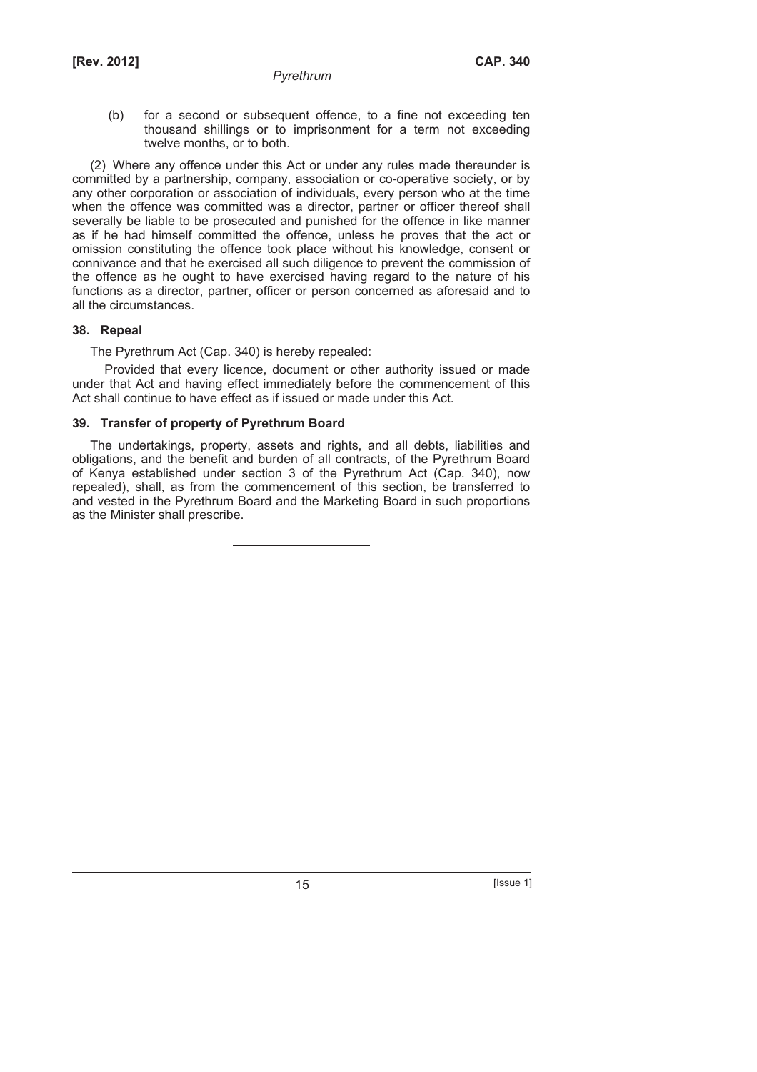(b) for a second or subsequent offence, to a fine not exceeding ten thousand shillings or to imprisonment for a term not exceeding twelve months, or to both.

(2) Where any offence under this Act or under any rules made thereunder is committed by a partnership, company, association or co-operative society, or by any other corporation or association of individuals, every person who at the time when the offence was committed was a director, partner or officer thereof shall severally be liable to be prosecuted and punished for the offence in like manner as if he had himself committed the offence, unless he proves that the act or omission constituting the offence took place without his knowledge, consent or connivance and that he exercised all such diligence to prevent the commission of the offence as he ought to have exercised having regard to the nature of his functions as a director, partner, officer or person concerned as aforesaid and to all the circumstances.

### 38. Repeal

The Pyrethrum Act (Cap. 340) is hereby repealed:

Provided that every licence, document or other authority issued or made under that Act and having effect immediately before the commencement of this Act shall continue to have effect as if issued or made under this Act.

### 39. Transfer of property of Pyrethrum Board

The undertakings, property, assets and rights, and all debts, liabilities and obligations, and the benefit and burden of all contracts, of the Pyrethrum Board of Kenya established under section 3 of the Pyrethrum Act (Cap. 340), now repealed), shall, as from the commencement of this section, be transferred to and vested in the Pyrethrum Board and the Marketing Board in such proportions as the Minister shall prescribe.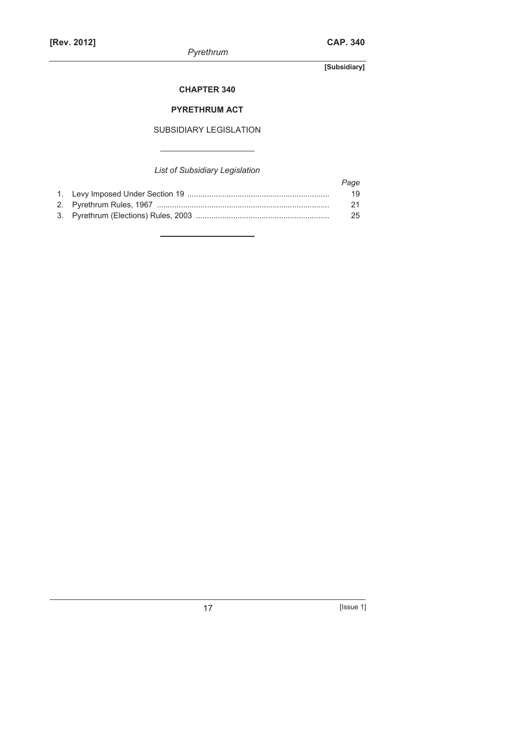# CHAPTER 340

## PYRETHRUM ACT

SUBSIDIARY LEGISLATION

*List of Subsidiary Legislation*

| | *Page* |
|---|---|
| 1. Levy Imposed Under Section 19 | 19 |
| 2. Pyrethrum Rules, 1967 | 21 |
| 3. Pyrethrum (Elections) Rules, 2003 | 25 |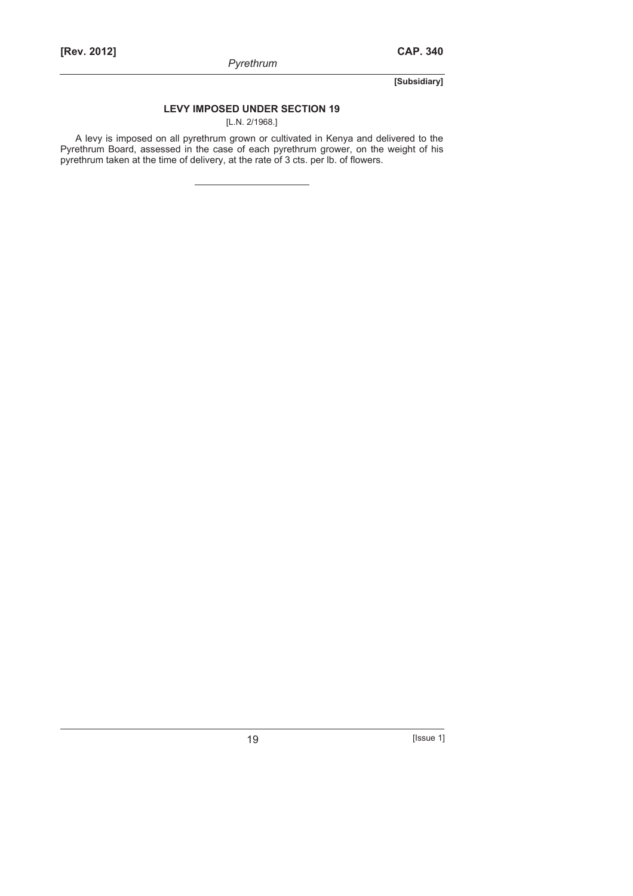**[Subsidiary]**

## LEVY IMPOSED UNDER SECTION 19

[L.N. 2/1968.]

A levy is imposed on all pyrethrum grown or cultivated in Kenya and delivered to the Pyrethrum Board, assessed in the case of each pyrethrum grower, on the weight of his pyrethrum taken at the time of delivery, at the rate of 3 cts. per lb. of flowers.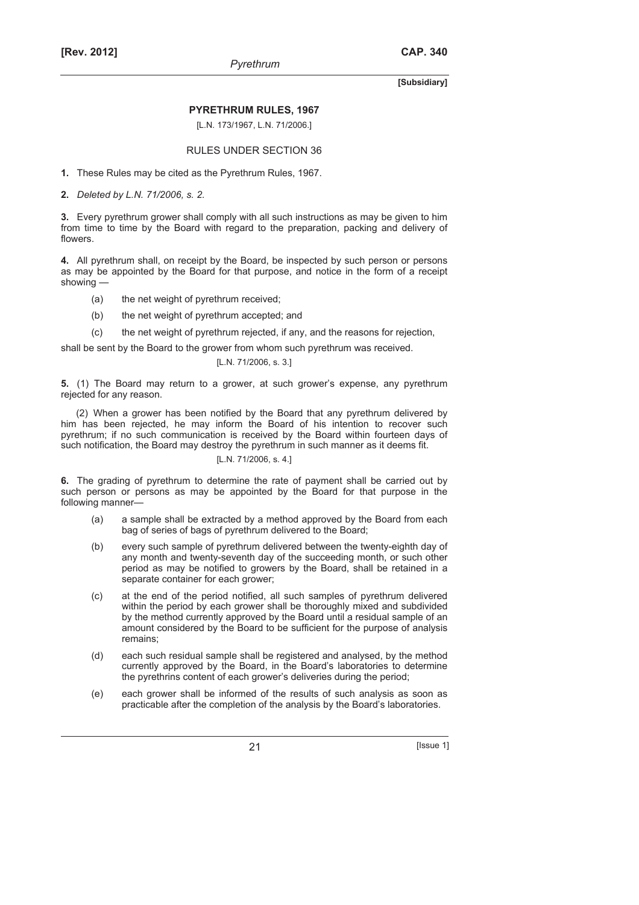**[Subsidiary]**

## PYRETHRUM RULES, 1967

[L.N. 173/1967, L.N. 71/2006.]

### RULES UNDER SECTION 36

**1.** These Rules may be cited as the Pyrethrum Rules, 1967.

**2.** *Deleted by L.N. 71/2006, s. 2.*

**3.** Every pyrethrum grower shall comply with all such instructions as may be given to him from time to time by the Board with regard to the preparation, packing and delivery of flowers.

**4.** All pyrethrum shall, on receipt by the Board, be inspected by such person or persons as may be appointed by the Board for that purpose, and notice in the form of a receipt showing —

(a) the net weight of pyrethrum received;

(b) the net weight of pyrethrum accepted; and

(c) the net weight of pyrethrum rejected, if any, and the reasons for rejection,

shall be sent by the Board to the grower from whom such pyrethrum was received.

[L.N. 71/2006, s. 3.]

**5.** (1) The Board may return to a grower, at such grower's expense, any pyrethrum rejected for any reason.

(2) When a grower has been notified by the Board that any pyrethrum delivered by him has been rejected, he may inform the Board of his intention to recover such pyrethrum; if no such communication is received by the Board within fourteen days of such notification, the Board may destroy the pyrethrum in such manner as it deems fit.

[L.N. 71/2006, s. 4.]

**6.** The grading of pyrethrum to determine the rate of payment shall be carried out by such person or persons as may be appointed by the Board for that purpose in the following manner—

(a) a sample shall be extracted by a method approved by the Board from each bag of series of bags of pyrethrum delivered to the Board;

(b) every such sample of pyrethrum delivered between the twenty-eighth day of any month and twenty-seventh day of the succeeding month, or such other period as may be notified to growers by the Board, shall be retained in a separate container for each grower;

(c) at the end of the period notified, all such samples of pyrethrum delivered within the period by each grower shall be thoroughly mixed and subdivided by the method currently approved by the Board until a residual sample of an amount considered by the Board to be sufficient for the purpose of analysis remains;

(d) each such residual sample shall be registered and analysed, by the method currently approved by the Board, in the Board's laboratories to determine the pyrethrins content of each grower's deliveries during the period;

(e) each grower shall be informed of the results of such analysis as soon as practicable after the completion of the analysis by the Board's laboratories.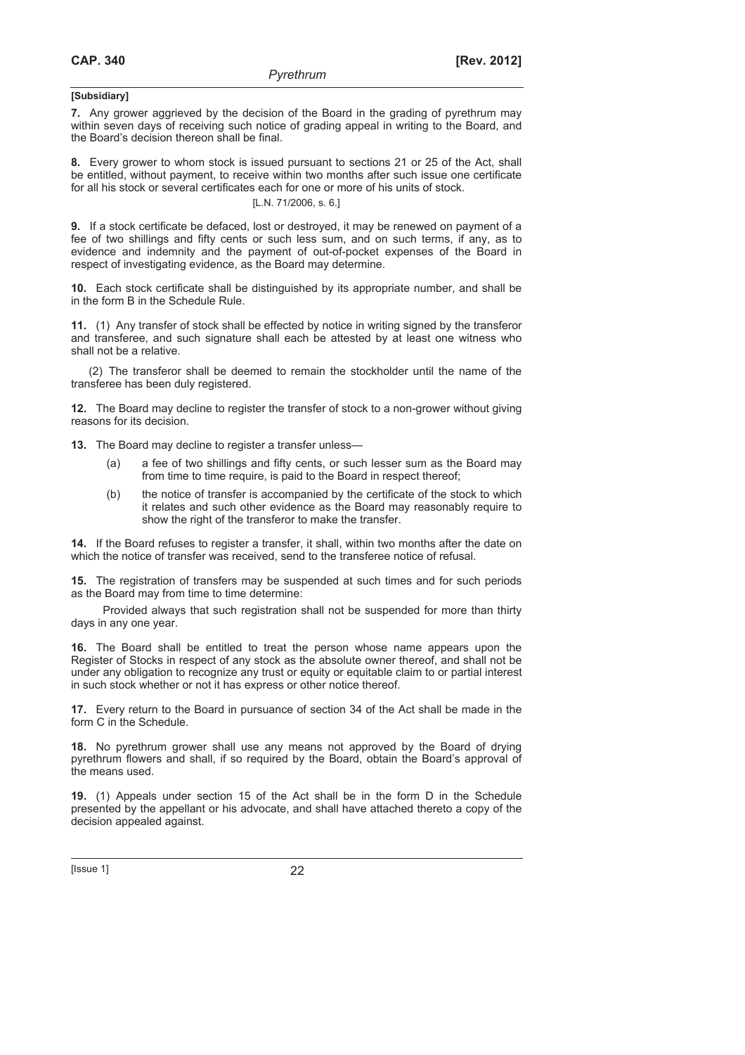**[Subsidiary]**

**7.** Any grower aggrieved by the decision of the Board in the grading of pyrethrum may within seven days of receiving such notice of grading appeal in writing to the Board, and the Board's decision thereon shall be final.

**8.** Every grower to whom stock is issued pursuant to sections 21 or 25 of the Act, shall be entitled, without payment, to receive within two months after such issue one certificate for all his stock or several certificates each for one or more of his units of stock.

[L.N. 71/2006, s. 6.]

**9.** If a stock certificate be defaced, lost or destroyed, it may be renewed on payment of a fee of two shillings and fifty cents or such less sum, and on such terms, if any, as to evidence and indemnity and the payment of out-of-pocket expenses of the Board in respect of investigating evidence, as the Board may determine.

**10.** Each stock certificate shall be distinguished by its appropriate number, and shall be in the form B in the Schedule Rule.

**11.** (1) Any transfer of stock shall be effected by notice in writing signed by the transferor and transferee, and such signature shall each be attested by at least one witness who shall not be a relative.

(2) The transferor shall be deemed to remain the stockholder until the name of the transferee has been duly registered.

**12.** The Board may decline to register the transfer of stock to a non-grower without giving reasons for its decision.

**13.** The Board may decline to register a transfer unless—

(a) a fee of two shillings and fifty cents, or such lesser sum as the Board may from time to time require, is paid to the Board in respect thereof;

(b) the notice of transfer is accompanied by the certificate of the stock to which it relates and such other evidence as the Board may reasonably require to show the right of the transferor to make the transfer.

**14.** If the Board refuses to register a transfer, it shall, within two months after the date on which the notice of transfer was received, send to the transferee notice of refusal.

**15.** The registration of transfers may be suspended at such times and for such periods as the Board may from time to time determine:

Provided always that such registration shall not be suspended for more than thirty days in any one year.

**16.** The Board shall be entitled to treat the person whose name appears upon the Register of Stocks in respect of any stock as the absolute owner thereof, and shall not be under any obligation to recognize any trust or equity or equitable claim to or partial interest in such stock whether or not it has express or other notice thereof.

**17.** Every return to the Board in pursuance of section 34 of the Act shall be made in the form C in the Schedule.

**18.** No pyrethrum grower shall use any means not approved by the Board of drying pyrethrum flowers and shall, if so required by the Board, obtain the Board's approval of the means used.

**19.** (1) Appeals under section 15 of the Act shall be in the form D in the Schedule presented by the appellant or his advocate, and shall have attached thereto a copy of the decision appealed against.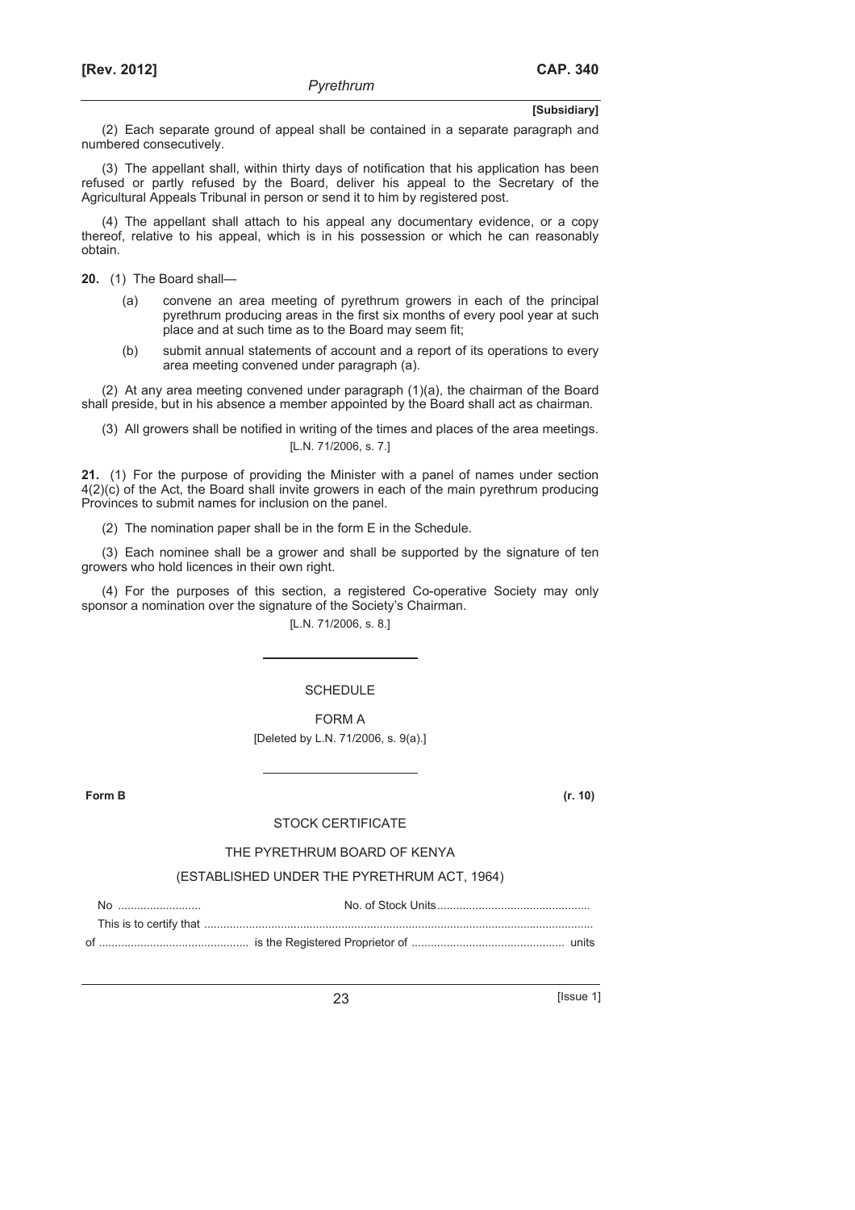(2) Each separate ground of appeal shall be contained in a separate paragraph and numbered consecutively.

(3) The appellant shall, within thirty days of notification that his application has been refused or partly refused by the Board, deliver his appeal to the Secretary of the Agricultural Appeals Tribunal in person or send it to him by registered post.

(4) The appellant shall attach to his appeal any documentary evidence, or a copy thereof, relative to his appeal, which is in his possession or which he can reasonably obtain.

**20.** (1) The Board shall—

(a) convene an area meeting of pyrethrum growers in each of the principal pyrethrum producing areas in the first six months of every pool year at such place and at such time as to the Board may seem fit;

(b) submit annual statements of account and a report of its operations to every area meeting convened under paragraph (a).

(2) At any area meeting convened under paragraph (1)(a), the chairman of the Board shall preside, but in his absence a member appointed by the Board shall act as chairman.

(3) All growers shall be notified in writing of the times and places of the area meetings.

[L.N. 71/2006, s. 7.]

**21.** (1) For the purpose of providing the Minister with a panel of names under section 4(2)(c) of the Act, the Board shall invite growers in each of the main pyrethrum producing Provinces to submit names for inclusion on the panel.

(2) The nomination paper shall be in the form E in the Schedule.

(3) Each nominee shall be a grower and shall be supported by the signature of ten growers who hold licences in their own right.

(4) For the purposes of this section, a registered Co-operative Society may only sponsor a nomination over the signature of the Society's Chairman.

[L.N. 71/2006, s. 8.]

---

SCHEDULE

FORM A

[Deleted by L.N. 71/2006, s. 9(a).]

---

**Form B** **(r. 10)**

STOCK CERTIFICATE

THE PYRETHRUM BOARD OF KENYA

(ESTABLISHED UNDER THE PYRETHRUM ACT, 1964)

No .......................... No. of Stock Units................................................

This is to certify that ...........................................................................................................................

of .............................................. is the Registered Proprietor of ................................................ units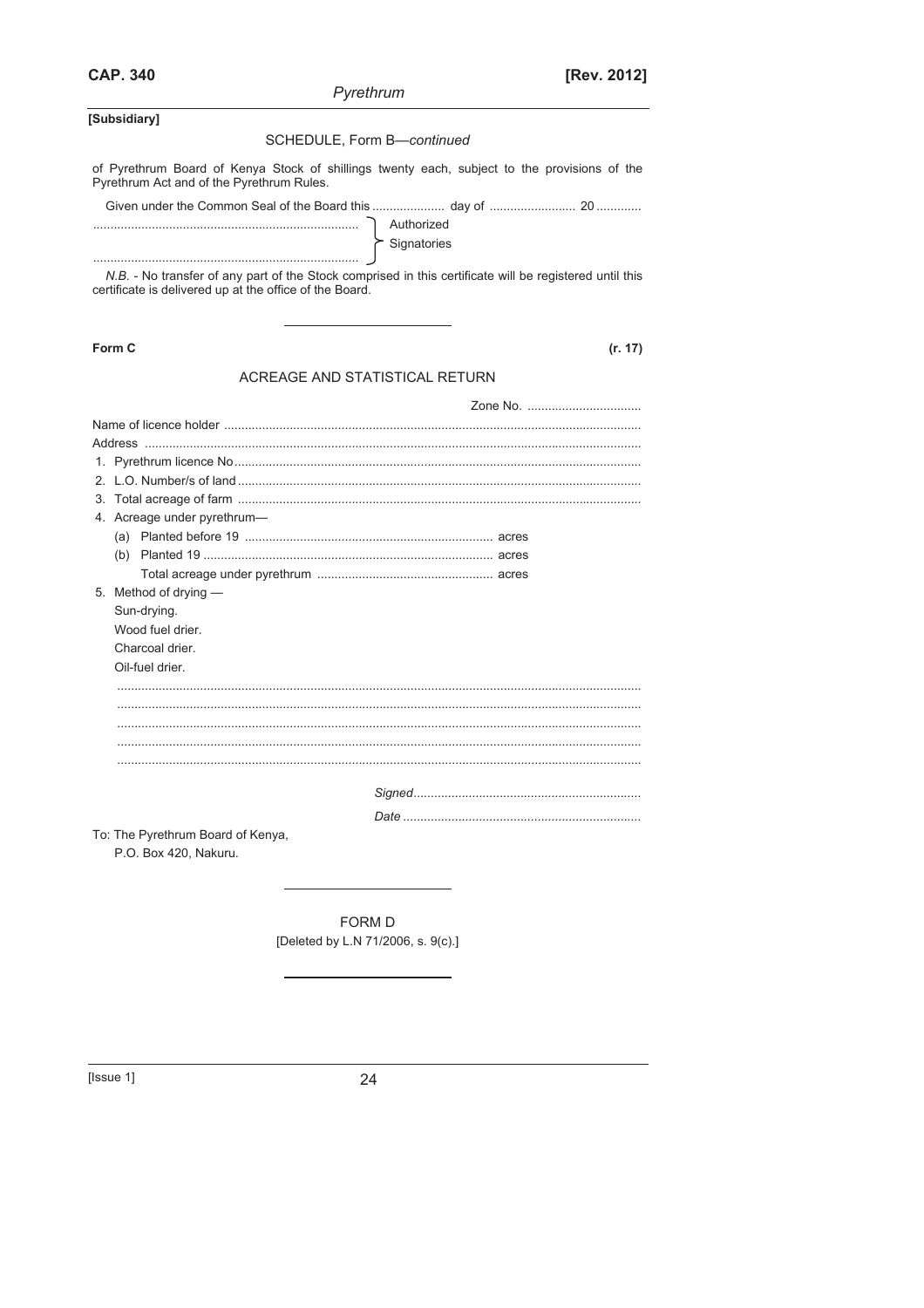[Subsidiary]

SCHEDULE, Form B—*continued*

of Pyrethrum Board of Kenya Stock of shillings twenty each, subject to the provisions of the Pyrethrum Act and of the Pyrethrum Rules.

Given under the Common Seal of the Board this .................... day of ......................... 20 .............

............................................................................ Authorized
............................................................................ Signatories

*N.B.* - No transfer of any part of the Stock comprised in this certificate will be registered until this certificate is delivered up at the office of the Board.

---

**Form C** **(r. 17)**

## ACREAGE AND STATISTICAL RETURN

Zone No. .................................

Name of licence holder .......................................................................................................................

Address ..............................................................................................................................................

1. Pyrethrum licence No....................................................................................................................
2. L.O. Number/s of land ...................................................................................................................
3. Total acreage of farm ...................................................................................................................
4. Acreage under pyrethrum—
   (a) Planted before 19 ....................................................................... acres
   (b) Planted 19 ................................................................................... acres
   Total acreage under pyrethrum .................................................. acres
5. Method of drying —
   Sun-drying.
   Wood fuel drier.
   Charcoal drier.
   Oil-fuel drier.

.....................................................................................................................................................

.....................................................................................................................................................

.....................................................................................................................................................

.....................................................................................................................................................

.....................................................................................................................................................

*Signed*.................................................................

*Date* ....................................................................

To: The Pyrethrum Board of Kenya,
P.O. Box 420, Nakuru.

---

FORM D
[Deleted by L.N 71/2006, s. 9(c).]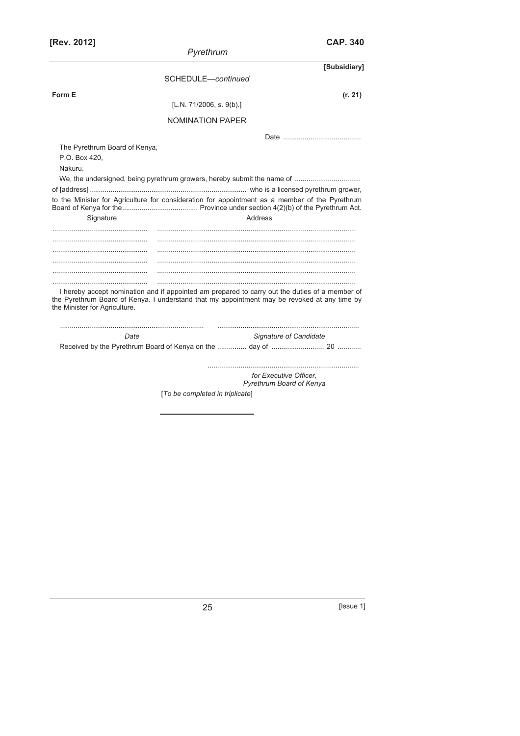SCHEDULE—*continued*

**Form E** **(r. 21)**

[L.N. 71/2006, s. 9(b).]

NOMINATION PAPER

Date ........................................

The Pyrethrum Board of Kenya,
P.O. Box 420,
Nakuru.

We, the undersigned, being pyrethrum growers, hereby submit the name of ..................................
of [address]................................................................................ who is a licensed pyrethrum grower,
to the Minister for Agriculture for consideration for appointment as a member of the Pyrethrum Board of Kenya for the....................................... Province under section 4(2)(b) of the Pyrethrum Act.

| Signature | Address |
|---|---|
| ................................................ | ..................................................................................................... |
| ................................................ | ..................................................................................................... |
| ................................................ | ..................................................................................................... |
| ................................................ | ..................................................................................................... |
| ................................................ | ..................................................................................................... |
| ................................................ | ..................................................................................................... |

I hereby accept nomination and if appointed am prepared to carry out the duties of a member of the Pyrethrum Board of Kenya. I understand that my appointment may be revoked at any time by the Minister for Agriculture.

......................................................................... ........................................................................
*Date* *Signature of Candidate*

Received by the Pyrethrum Board of Kenya on the .............. day of .......................... 20 ............

.............................................................................
*for Executive Officer,*
*Pyrethrum Board of Kenya*

[*To be completed in triplicate*]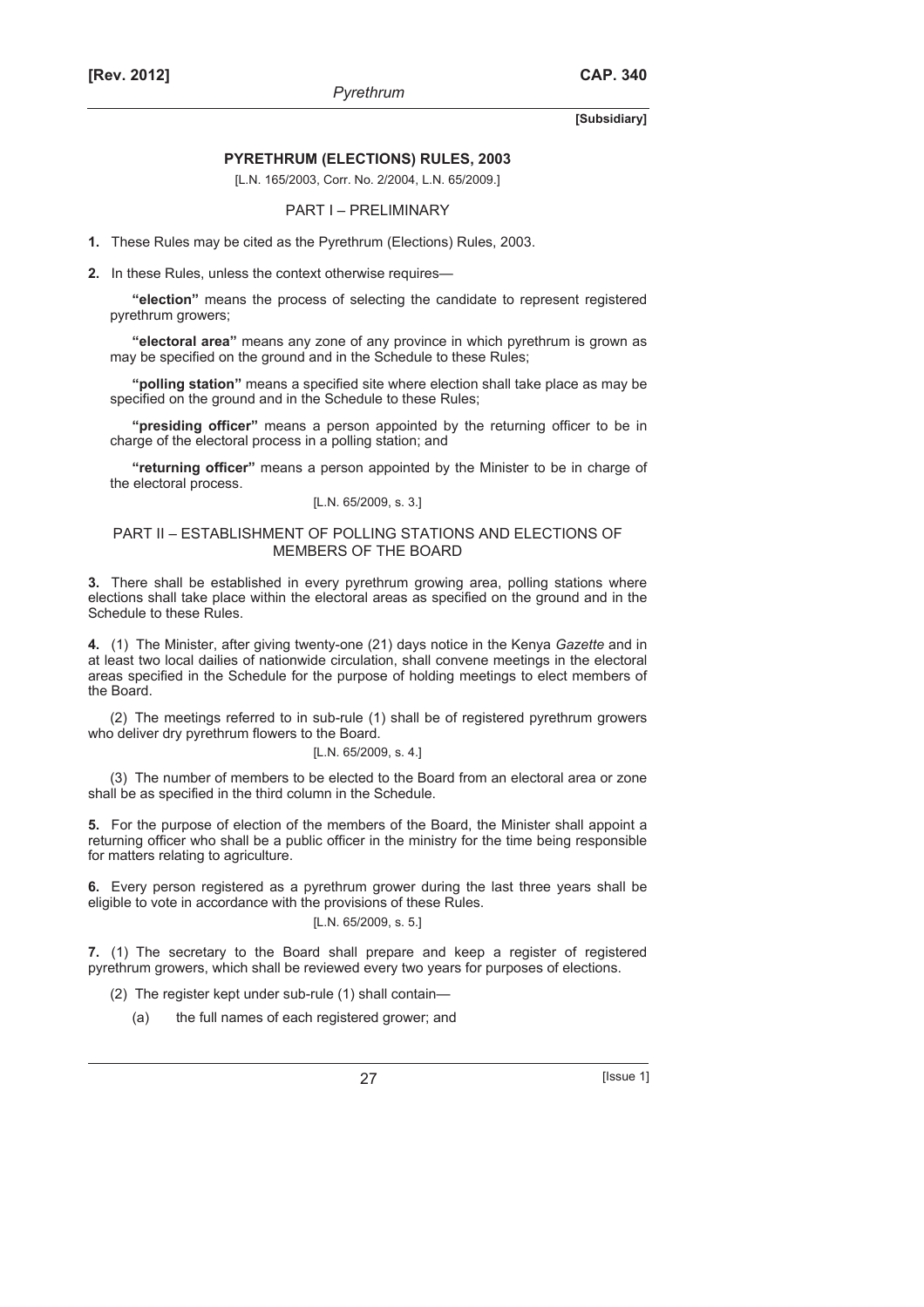**[Subsidiary]**

## PYRETHRUM (ELECTIONS) RULES, 2003

[L.N. 165/2003, Corr. No. 2/2004, L.N. 65/2009.]

### PART I – PRELIMINARY

**1.** These Rules may be cited as the Pyrethrum (Elections) Rules, 2003.

**2.** In these Rules, unless the context otherwise requires—

**"election"** means the process of selecting the candidate to represent registered pyrethrum growers;

**"electoral area"** means any zone of any province in which pyrethrum is grown as may be specified on the ground and in the Schedule to these Rules;

**"polling station"** means a specified site where election shall take place as may be specified on the ground and in the Schedule to these Rules;

**"presiding officer"** means a person appointed by the returning officer to be in charge of the electoral process in a polling station; and

**"returning officer"** means a person appointed by the Minister to be in charge of the electoral process.

[L.N. 65/2009, s. 3.]

### PART II – ESTABLISHMENT OF POLLING STATIONS AND ELECTIONS OF MEMBERS OF THE BOARD

**3.** There shall be established in every pyrethrum growing area, polling stations where elections shall take place within the electoral areas as specified on the ground and in the Schedule to these Rules.

**4.** (1) The Minister, after giving twenty-one (21) days notice in the Kenya *Gazette* and in at least two local dailies of nationwide circulation, shall convene meetings in the electoral areas specified in the Schedule for the purpose of holding meetings to elect members of the Board.

(2) The meetings referred to in sub-rule (1) shall be of registered pyrethrum growers who deliver dry pyrethrum flowers to the Board.

[L.N. 65/2009, s. 4.]

(3) The number of members to be elected to the Board from an electoral area or zone shall be as specified in the third column in the Schedule.

**5.** For the purpose of election of the members of the Board, the Minister shall appoint a returning officer who shall be a public officer in the ministry for the time being responsible for matters relating to agriculture.

**6.** Every person registered as a pyrethrum grower during the last three years shall be eligible to vote in accordance with the provisions of these Rules.

[L.N. 65/2009, s. 5.]

**7.** (1) The secretary to the Board shall prepare and keep a register of registered pyrethrum growers, which shall be reviewed every two years for purposes of elections.

(2) The register kept under sub-rule (1) shall contain—

(a) the full names of each registered grower; and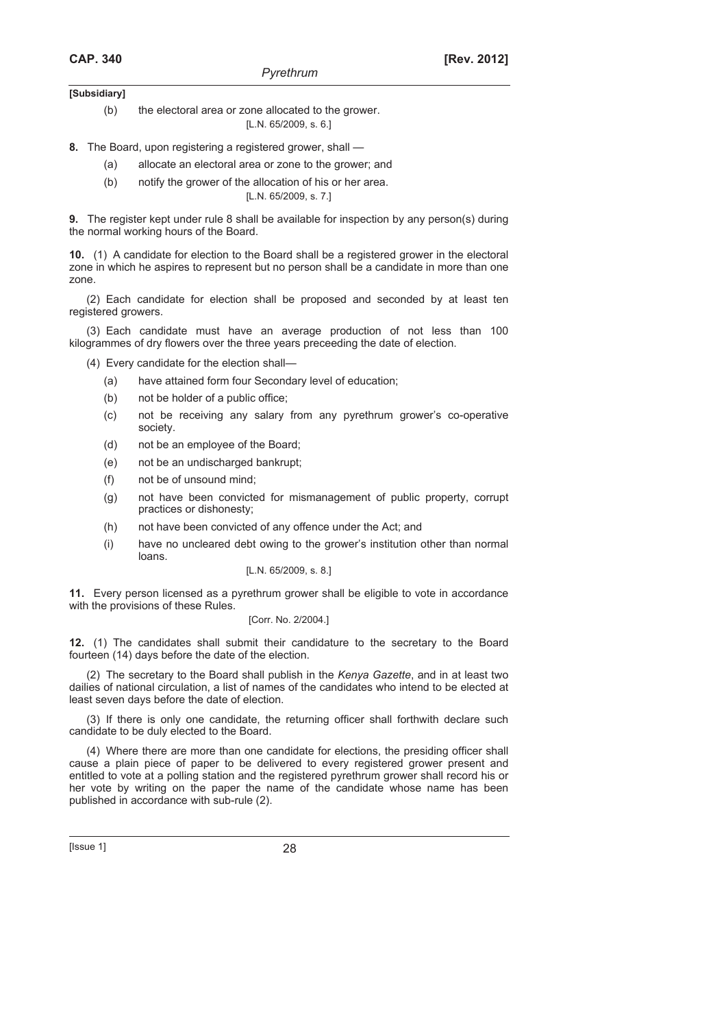[Subsidiary]

(b) the electoral area or zone allocated to the grower.

[L.N. 65/2009, s. 6.]

**8.** The Board, upon registering a registered grower, shall —

(a) allocate an electoral area or zone to the grower; and

(b) notify the grower of the allocation of his or her area.

[L.N. 65/2009, s. 7.]

**9.** The register kept under rule 8 shall be available for inspection by any person(s) during the normal working hours of the Board.

**10.** (1) A candidate for election to the Board shall be a registered grower in the electoral zone in which he aspires to represent but no person shall be a candidate in more than one zone.

(2) Each candidate for election shall be proposed and seconded by at least ten registered growers.

(3) Each candidate must have an average production of not less than 100 kilogrammes of dry flowers over the three years preceeding the date of election.

(4) Every candidate for the election shall—

(a) have attained form four Secondary level of education;

(b) not be holder of a public office;

(c) not be receiving any salary from any pyrethrum grower's co-operative society.

(d) not be an employee of the Board;

(e) not be an undischarged bankrupt;

(f) not be of unsound mind;

(g) not have been convicted for mismanagement of public property, corrupt practices or dishonesty;

(h) not have been convicted of any offence under the Act; and

(i) have no uncleared debt owing to the grower's institution other than normal loans.

[L.N. 65/2009, s. 8.]

**11.** Every person licensed as a pyrethrum grower shall be eligible to vote in accordance with the provisions of these Rules.

[Corr. No. 2/2004.]

**12.** (1) The candidates shall submit their candidature to the secretary to the Board fourteen (14) days before the date of the election.

(2) The secretary to the Board shall publish in the *Kenya Gazette*, and in at least two dailies of national circulation, a list of names of the candidates who intend to be elected at least seven days before the date of election.

(3) If there is only one candidate, the returning officer shall forthwith declare such candidate to be duly elected to the Board.

(4) Where there are more than one candidate for elections, the presiding officer shall cause a plain piece of paper to be delivered to every registered grower present and entitled to vote at a polling station and the registered pyrethrum grower shall record his or her vote by writing on the paper the name of the candidate whose name has been published in accordance with sub-rule (2).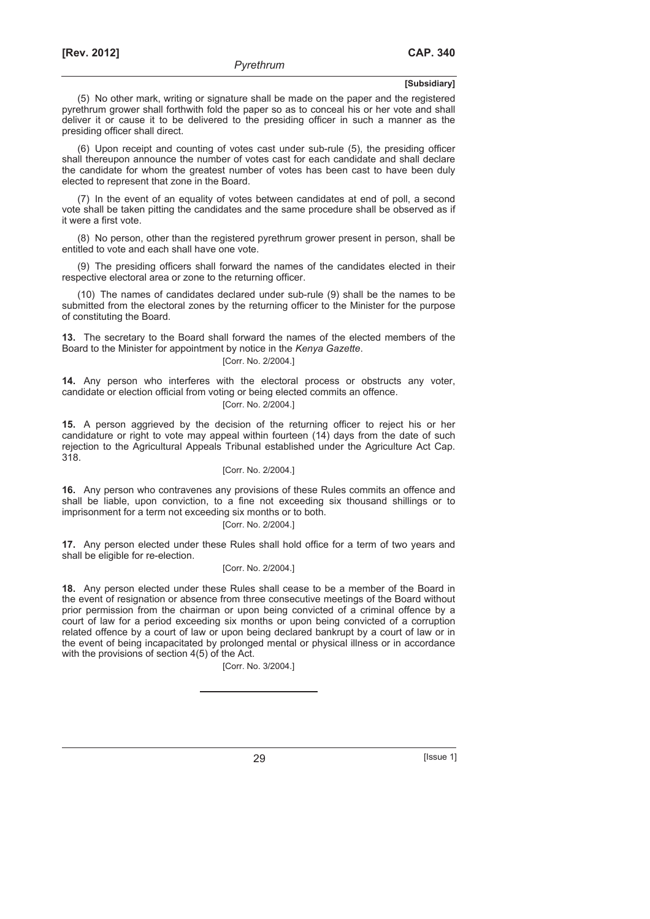(5) No other mark, writing or signature shall be made on the paper and the registered pyrethrum grower shall forthwith fold the paper so as to conceal his or her vote and shall deliver it or cause it to be delivered to the presiding officer in such a manner as the presiding officer shall direct.

(6) Upon receipt and counting of votes cast under sub-rule (5), the presiding officer shall thereupon announce the number of votes cast for each candidate and shall declare the candidate for whom the greatest number of votes has been cast to have been duly elected to represent that zone in the Board.

(7) In the event of an equality of votes between candidates at end of poll, a second vote shall be taken pitting the candidates and the same procedure shall be observed as if it were a first vote.

(8) No person, other than the registered pyrethrum grower present in person, shall be entitled to vote and each shall have one vote.

(9) The presiding officers shall forward the names of the candidates elected in their respective electoral area or zone to the returning officer.

(10) The names of candidates declared under sub-rule (9) shall be the names to be submitted from the electoral zones by the returning officer to the Minister for the purpose of constituting the Board.

**13.** The secretary to the Board shall forward the names of the elected members of the Board to the Minister for appointment by notice in the *Kenya Gazette*.

[Corr. No. 2/2004.]

**14.** Any person who interferes with the electoral process or obstructs any voter, candidate or election official from voting or being elected commits an offence.

[Corr. No. 2/2004.]

**15.** A person aggrieved by the decision of the returning officer to reject his or her candidature or right to vote may appeal within fourteen (14) days from the date of such rejection to the Agricultural Appeals Tribunal established under the Agriculture Act Cap. 318.

[Corr. No. 2/2004.]

**16.** Any person who contravenes any provisions of these Rules commits an offence and shall be liable, upon conviction, to a fine not exceeding six thousand shillings or to imprisonment for a term not exceeding six months or to both.

[Corr. No. 2/2004.]

**17.** Any person elected under these Rules shall hold office for a term of two years and shall be eligible for re-election.

[Corr. No. 2/2004.]

**18.** Any person elected under these Rules shall cease to be a member of the Board in the event of resignation or absence from three consecutive meetings of the Board without prior permission from the chairman or upon being convicted of a criminal offence by a court of law for a period exceeding six months or upon being convicted of a corruption related offence by a court of law or upon being declared bankrupt by a court of law or in the event of being incapacitated by prolonged mental or physical illness or in accordance with the provisions of section 4(5) of the Act.

[Corr. No. 3/2004.]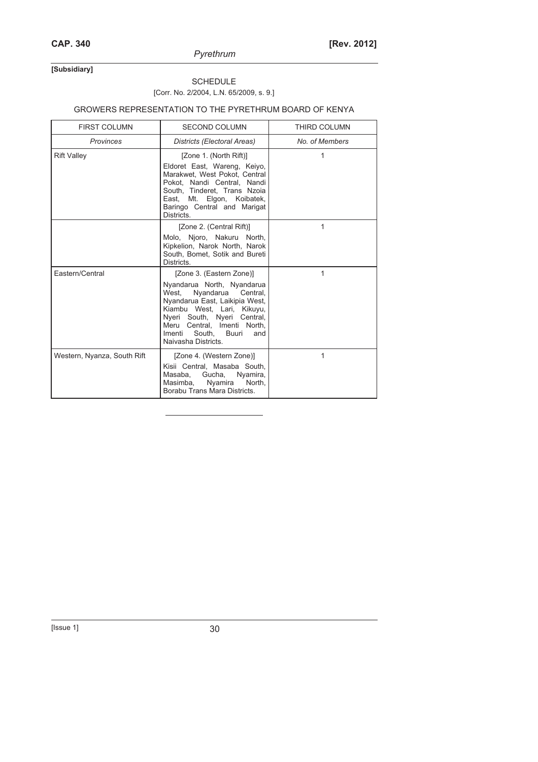**[Subsidiary]**

## SCHEDULE

[Corr. No. 2/2004, L.N. 65/2009, s. 9.]

### GROWERS REPRESENTATION TO THE PYRETHRUM BOARD OF KENYA

| FIRST COLUMN | SECOND COLUMN | THIRD COLUMN |
|---|---|---|
| *Provinces* | *Districts (Electoral Areas)* | *No. of Members* |
| Rift Valley | [Zone 1. (North Rift)] Eldoret East, Wareng, Keiyo, Marakwet, West Pokot, Central Pokot, Nandi Central, Nandi South, Tinderet, Trans Nzoia East, Mt. Elgon, Koibatek, Baringo Central and Marigat Districts. | 1 |
| | [Zone 2. (Central Rift)] Molo, Njoro, Nakuru North, Kipkelion, Narok North, Narok South, Bomet, Sotik and Bureti Districts. | 1 |
| Eastern/Central | [Zone 3. (Eastern Zone)] Nyandarua North, Nyandarua West, Nyandarua Central, Nyandarua East, Laikipia West, Kiambu West, Lari, Kikuyu, Nyeri South, Nyeri Central, Meru Central, Imenti North, Imenti South, Buuri and Naivasha Districts. | 1 |
| Western, Nyanza, South Rift | [Zone 4. (Western Zone)] Kisii Central, Masaba South, Masaba, Gucha, Nyamira, Masimba, Nyamira North, Borabu Trans Mara Districts. | 1 |